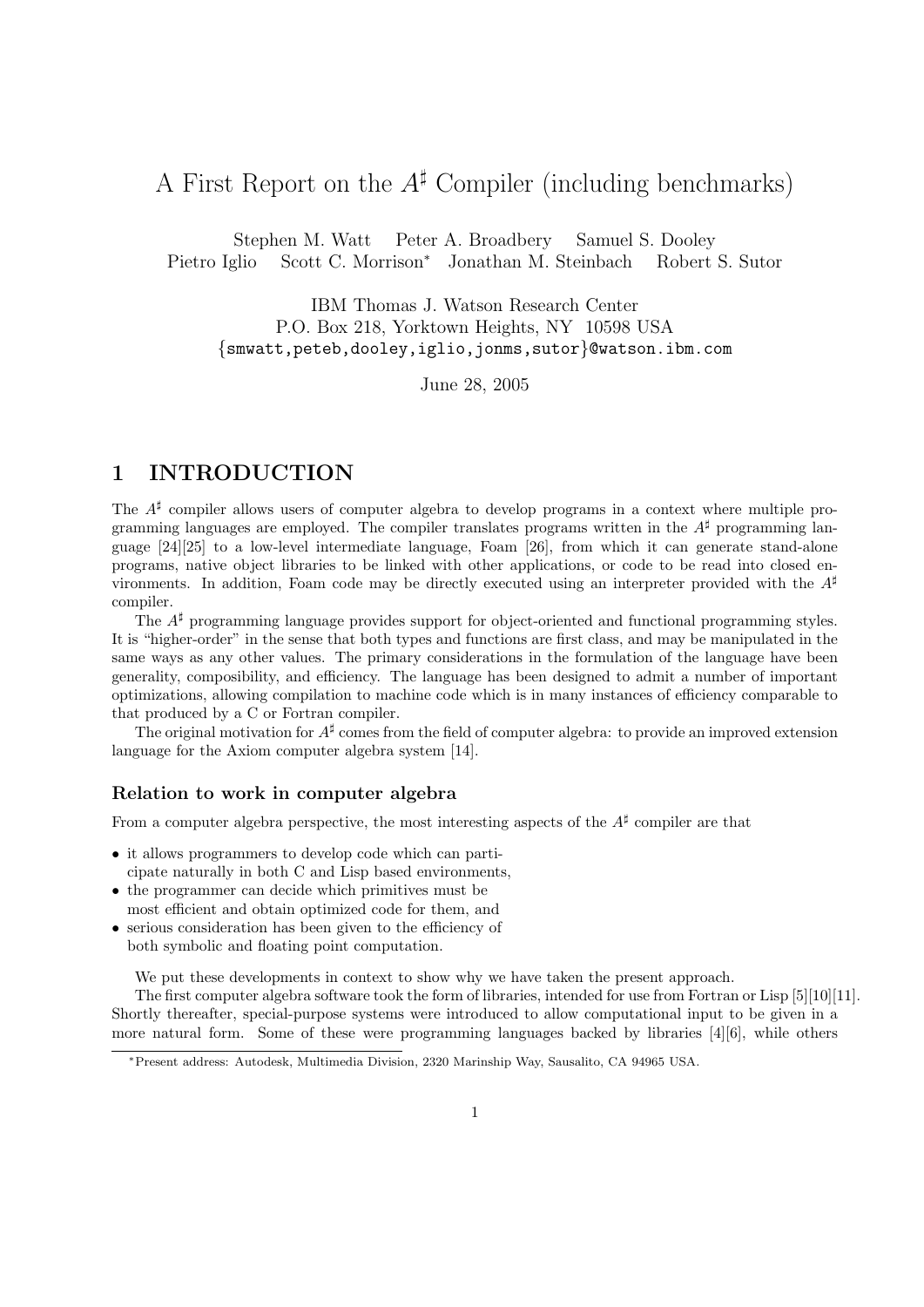# A First Report on the $A^\sharp$ Compiler (including benchmarks)

Stephen M. Watt  Peter A. Broadbery  Samuel S. Dooley  
Pietro Iglio  Scott C. Morrison*  Jonathan M. Steinbach  Robert S. Sutor

IBM Thomas J. Watson Research Center  
P.O. Box 218, Yorktown Heights, NY 10598 USA  
{smwatt,peteb,dooley,iglio,jonms,sutor}@watson.ibm.com

June 28, 2005

## 1 INTRODUCTION

The $A^\sharp$ compiler allows users of computer algebra to develop programs in a context where multiple programming languages are employed. The compiler translates programs written in the $A^\sharp$ programming language [24][25] to a low-level intermediate language, Foam [26], from which it can generate stand-alone programs, native object libraries to be linked with other applications, or code to be read into closed environments. In addition, Foam code may be directly executed using an interpreter provided with the $A^\sharp$ compiler.

The $A^\sharp$ programming language provides support for object-oriented and functional programming styles. It is "higher-order" in the sense that both types and functions are first class, and may be manipulated in the same ways as any other values. The primary considerations in the formulation of the language have been generality, composibility, and efficiency. The language has been designed to admit a number of important optimizations, allowing compilation to machine code which is in many instances of efficiency comparable to that produced by a C or Fortran compiler.

The original motivation for $A^\sharp$ comes from the field of computer algebra: to provide an improved extension language for the Axiom computer algebra system [14].

### Relation to work in computer algebra

From a computer algebra perspective, the most interesting aspects of the $A^\sharp$ compiler are that

- it allows programmers to develop code which can participate naturally in both C and Lisp based environments,
- the programmer can decide which primitives must be most efficient and obtain optimized code for them, and
- serious consideration has been given to the efficiency of both symbolic and floating point computation.

We put these developments in context to show why we have taken the present approach.

The first computer algebra software took the form of libraries, intended for use from Fortran or Lisp [5][10][11]. Shortly thereafter, special-purpose systems were introduced to allow computational input to be given in a more natural form. Some of these were programming languages backed by libraries [4][6], while others

*Present address: Autodesk, Multimedia Division, 2320 Marinship Way, Sausalito, CA 94965 USA.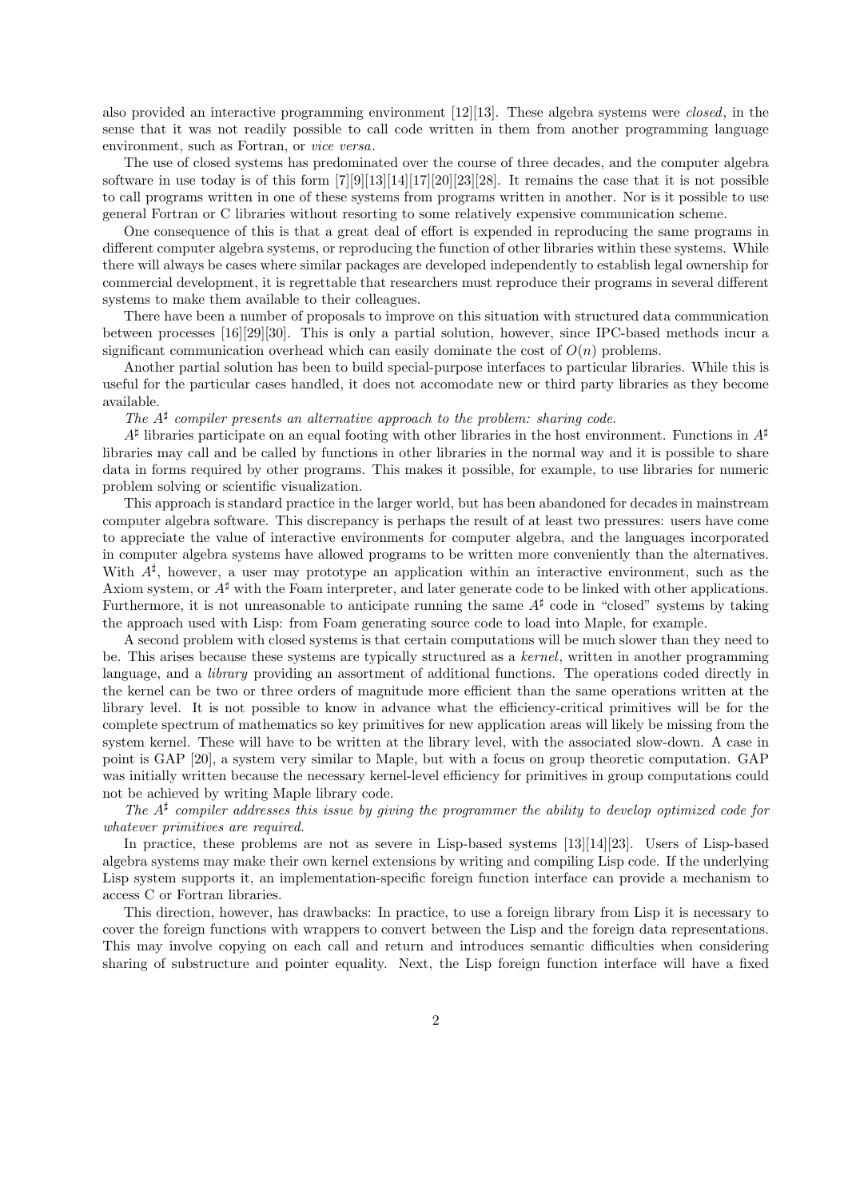also provided an interactive programming environment [12][13]. These algebra systems were *closed*, in the sense that it was not readily possible to call code written in them from another programming language environment, such as Fortran, or *vice versa*.

The use of closed systems has predominated over the course of three decades, and the computer algebra software in use today is of this form [7][9][13][14][17][20][23][28]. It remains the case that it is not possible to call programs written in one of these systems from programs written in another. Nor is it possible to use general Fortran or C libraries without resorting to some relatively expensive communication scheme.

One consequence of this is that a great deal of effort is expended in reproducing the same programs in different computer algebra systems, or reproducing the function of other libraries within these systems. While there will always be cases where similar packages are developed independently to establish legal ownership for commercial development, it is regrettable that researchers must reproduce their programs in several different systems to make them available to their colleagues.

There have been a number of proposals to improve on this situation with structured data communication between processes [16][29][30]. This is only a partial solution, however, since IPC-based methods incur a significant communication overhead which can easily dominate the cost of $O(n)$ problems.

Another partial solution has been to build special-purpose interfaces to particular libraries. While this is useful for the particular cases handled, it does not accomodate new or third party libraries as they become available.

*The $A^\sharp$ compiler presents an alternative approach to the problem: sharing code.*

$A^\sharp$ libraries participate on an equal footing with other libraries in the host environment. Functions in $A^\sharp$ libraries may call and be called by functions in other libraries in the normal way and it is possible to share data in forms required by other programs. This makes it possible, for example, to use libraries for numeric problem solving or scientific visualization.

This approach is standard practice in the larger world, but has been abandoned for decades in mainstream computer algebra software. This discrepancy is perhaps the result of at least two pressures: users have come to appreciate the value of interactive environments for computer algebra, and the languages incorporated in computer algebra systems have allowed programs to be written more conveniently than the alternatives. With $A^\sharp$, however, a user may prototype an application within an interactive environment, such as the Axiom system, or $A^\sharp$ with the Foam interpreter, and later generate code to be linked with other applications. Furthermore, it is not unreasonable to anticipate running the same $A^\sharp$ code in "closed" systems by taking the approach used with Lisp: from Foam generating source code to load into Maple, for example.

A second problem with closed systems is that certain computations will be much slower than they need to be. This arises because these systems are typically structured as a *kernel*, written in another programming language, and a *library* providing an assortment of additional functions. The operations coded directly in the kernel can be two or three orders of magnitude more efficient than the same operations written at the library level. It is not possible to know in advance what the efficiency-critical primitives will be for the complete spectrum of mathematics so key primitives for new application areas will likely be missing from the system kernel. These will have to be written at the library level, with the associated slow-down. A case in point is GAP [20], a system very similar to Maple, but with a focus on group theoretic computation. GAP was initially written because the necessary kernel-level efficiency for primitives in group computations could not be achieved by writing Maple library code.

*The $A^\sharp$ compiler addresses this issue by giving the programmer the ability to develop optimized code for whatever primitives are required.*

In practice, these problems are not as severe in Lisp-based systems [13][14][23]. Users of Lisp-based algebra systems may make their own kernel extensions by writing and compiling Lisp code. If the underlying Lisp system supports it, an implementation-specific foreign function interface can provide a mechanism to access C or Fortran libraries.

This direction, however, has drawbacks: In practice, to use a foreign library from Lisp it is necessary to cover the foreign functions with wrappers to convert between the Lisp and the foreign data representations. This may involve copying on each call and return and introduces semantic difficulties when considering sharing of substructure and pointer equality. Next, the Lisp foreign function interface will have a fixed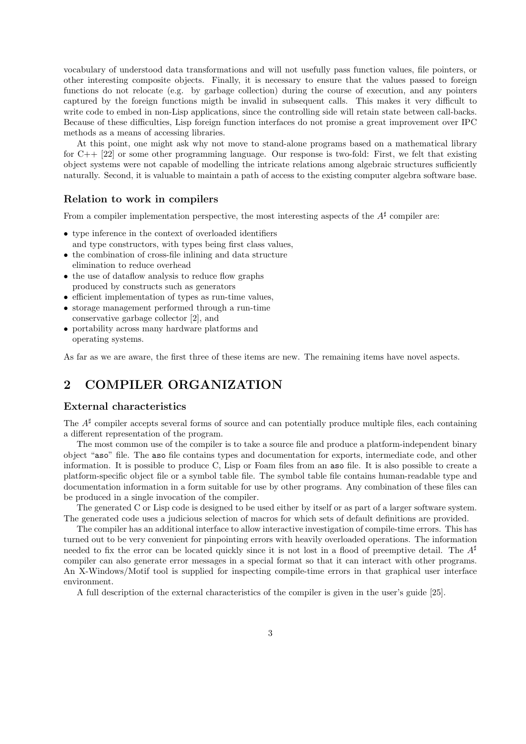vocabulary of understood data transformations and will not usefully pass function values, file pointers, or other interesting composite objects. Finally, it is necessary to ensure that the values passed to foreign functions do not relocate (e.g. by garbage collection) during the course of execution, and any pointers captured by the foreign functions migth be invalid in subsequent calls. This makes it very difficult to write code to embed in non-Lisp applications, since the controlling side will retain state between call-backs. Because of these difficulties, Lisp foreign function interfaces do not promise a great improvement over IPC methods as a means of accessing libraries.

At this point, one might ask why not move to stand-alone programs based on a mathematical library for C++ [22] or some other programming language. Our response is two-fold: First, we felt that existing object systems were not capable of modelling the intricate relations among algebraic structures sufficiently naturally. Second, it is valuable to maintain a path of access to the existing computer algebra software base.

### Relation to work in compilers

From a compiler implementation perspective, the most interesting aspects of the $A^\sharp$ compiler are:

- type inference in the context of overloaded identifiers and type constructors, with types being first class values,
- the combination of cross-file inlining and data structure elimination to reduce overhead
- the use of dataflow analysis to reduce flow graphs produced by constructs such as generators
- efficient implementation of types as run-time values,
- storage management performed through a run-time conservative garbage collector [2], and
- portability across many hardware platforms and operating systems.

As far as we are aware, the first three of these items are new. The remaining items have novel aspects.

## 2 COMPILER ORGANIZATION

### External characteristics

The $A^\sharp$ compiler accepts several forms of source and can potentially produce multiple files, each containing a different representation of the program.

The most common use of the compiler is to take a source file and produce a platform-independent binary object "aso" file. The aso file contains types and documentation for exports, intermediate code, and other information. It is possible to produce C, Lisp or Foam files from an aso file. It is also possible to create a platform-specific object file or a symbol table file. The symbol table file contains human-readable type and documentation information in a form suitable for use by other programs. Any combination of these files can be produced in a single invocation of the compiler.

The generated C or Lisp code is designed to be used either by itself or as part of a larger software system. The generated code uses a judicious selection of macros for which sets of default definitions are provided.

The compiler has an additional interface to allow interactive investigation of compile-time errors. This has turned out to be very convenient for pinpointing errors with heavily overloaded operations. The information needed to fix the error can be located quickly since it is not lost in a flood of preemptive detail. The $A^\sharp$ compiler can also generate error messages in a special format so that it can interact with other programs. An X-Windows/Motif tool is supplied for inspecting compile-time errors in that graphical user interface environment.

A full description of the external characteristics of the compiler is given in the user's guide [25].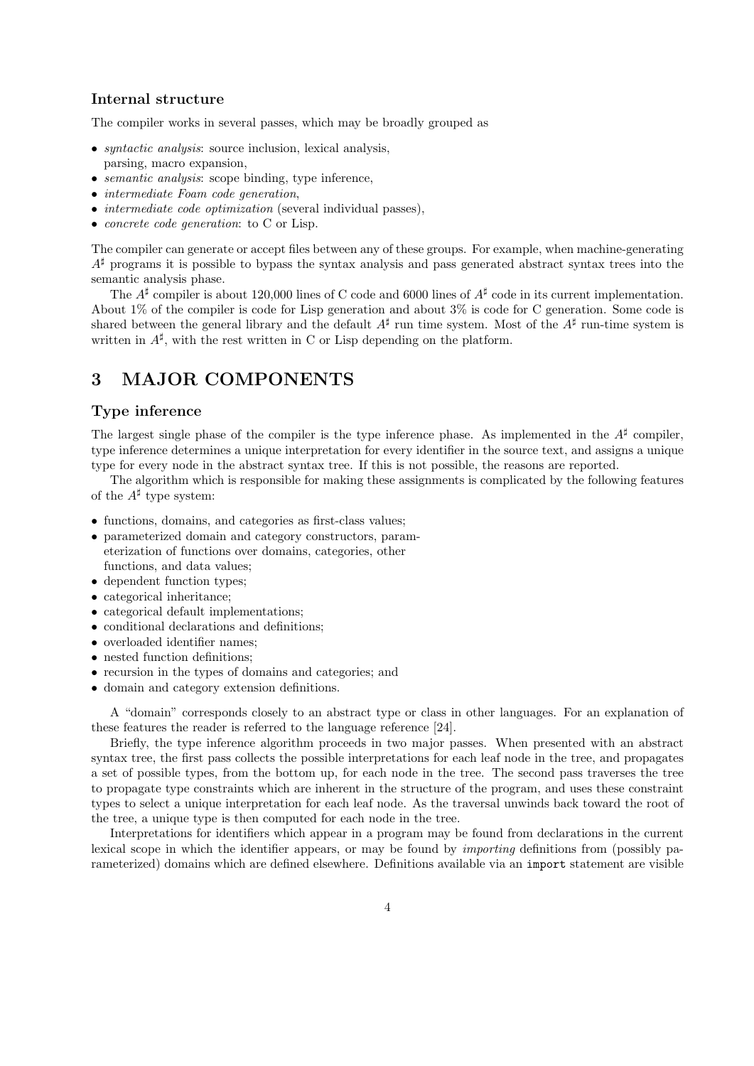### Internal structure

The compiler works in several passes, which may be broadly grouped as

- *syntactic analysis*: source inclusion, lexical analysis, parsing, macro expansion,
- *semantic analysis*: scope binding, type inference,
- *intermediate Foam code generation*,
- *intermediate code optimization* (several individual passes),
- *concrete code generation*: to C or Lisp.

The compiler can generate or accept files between any of these groups. For example, when machine-generating $A^\sharp$ programs it is possible to bypass the syntax analysis and pass generated abstract syntax trees into the semantic analysis phase.

The $A^\sharp$ compiler is about 120,000 lines of C code and 6000 lines of $A^\sharp$ code in its current implementation. About 1% of the compiler is code for Lisp generation and about 3% is code for C generation. Some code is shared between the general library and the default $A^\sharp$ run time system. Most of the $A^\sharp$ run-time system is written in $A^\sharp$, with the rest written in C or Lisp depending on the platform.

## 3 MAJOR COMPONENTS

### Type inference

The largest single phase of the compiler is the type inference phase. As implemented in the $A^\sharp$ compiler, type inference determines a unique interpretation for every identifier in the source text, and assigns a unique type for every node in the abstract syntax tree. If this is not possible, the reasons are reported.

The algorithm which is responsible for making these assignments is complicated by the following features of the $A^\sharp$ type system:

- functions, domains, and categories as first-class values;
- parameterized domain and category constructors, parameterization of functions over domains, categories, other functions, and data values;
- dependent function types;
- categorical inheritance;
- categorical default implementations;
- conditional declarations and definitions;
- overloaded identifier names;
- nested function definitions;
- recursion in the types of domains and categories; and
- domain and category extension definitions.

A "domain" corresponds closely to an abstract type or class in other languages. For an explanation of these features the reader is referred to the language reference [24].

Briefly, the type inference algorithm proceeds in two major passes. When presented with an abstract syntax tree, the first pass collects the possible interpretations for each leaf node in the tree, and propagates a set of possible types, from the bottom up, for each node in the tree. The second pass traverses the tree to propagate type constraints which are inherent in the structure of the program, and uses these constraint types to select a unique interpretation for each leaf node. As the traversal unwinds back toward the root of the tree, a unique type is then computed for each node in the tree.

Interpretations for identifiers which appear in a program may be found from declarations in the current lexical scope in which the identifier appears, or may be found by *importing* definitions from (possibly parameterized) domains which are defined elsewhere. Definitions available via an `import` statement are visible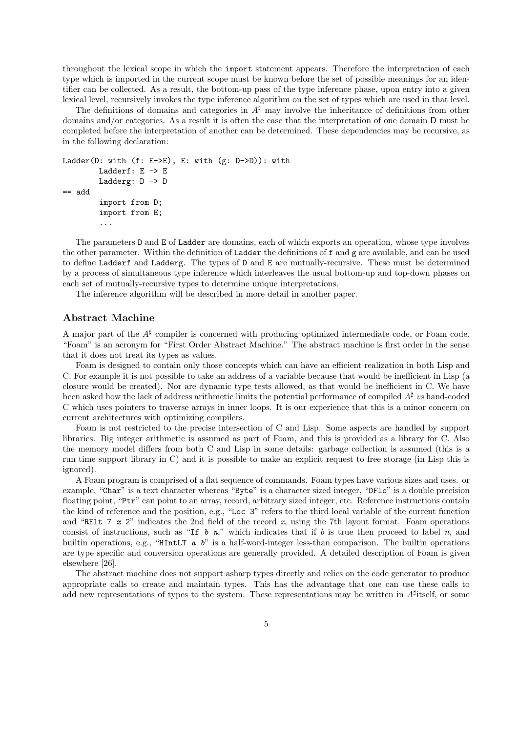throughout the lexical scope in which the `import` statement appears. Therefore the interpretation of each type which is imported in the current scope must be known before the set of possible meanings for an identifier can be collected. As a result, the bottom-up pass of the type inference phase, upon entry into a given lexical level, recursively invokes the type inference algorithm on the set of types which are used in that level.

The definitions of domains and categories in $A^\sharp$ may involve the inheritance of definitions from other domains and/or categories. As a result it is often the case that the interpretation of one domain D must be completed before the interpretation of another can be determined. These dependencies may be recursive, as in the following declaration:

```
Ladder(D: with (f: E->E), E: with (g: D->D)): with
        Ladderf: E -> E
        Ladderg: D -> D
== add
        import from D;
        import from E;
        ...
```

The parameters D and E of Ladder are domains, each of which exports an operation, whose type involves the other parameter. Within the definition of Ladder the definitions of f and g are available, and can be used to define Ladderf and Ladderg. The types of D and E are mutually-recursive. These must be determined by a process of simultaneous type inference which interleaves the usual bottom-up and top-down phases on each set of mutually-recursive types to determine unique interpretations.

The inference algorithm will be described in more detail in another paper.

## Abstract Machine

A major part of the $A^\sharp$ compiler is concerned with producing optimized intermediate code, or Foam code. "Foam" is an acronym for "First Order Abstract Machine." The abstract machine is first order in the sense that it does not treat its types as values.

Foam is designed to contain only those concepts which can have an efficient realization in both Lisp and C. For example it is not possible to take an address of a variable because that would be inefficient in Lisp (a closure would be created). Nor are dynamic type tests allowed, as that would be inefficient in C. We have been asked how the lack of address arithmetic limits the potential performance of compiled $A^\sharp$ *vs* hand-coded C which uses pointers to traverse arrays in inner loops. It is our experience that this is a minor concern on current architectures with optimizing compilers.

Foam is not restricted to the precise intersection of C and Lisp. Some aspects are handled by support libraries. Big integer arithmetic is assumed as part of Foam, and this is provided as a library for C. Also the memory model differs from both C and Lisp in some details: garbage collection is assumed (this is a run time support library in C) and it is possible to make an explicit request to free storage (in Lisp this is ignored).

A Foam program is comprised of a flat sequence of commands. Foam types have various sizes and uses. or example, "`Char`" is a text character whereas "`Byte`" is a character sized integer, "`DFlo`" is a double precision floating point, "`Ptr`" can point to an array, record, arbitrary sized integer, etc. Reference instructions contain the kind of reference and the position, e.g., "`Loc 3`" refers to the third local variable of the current function and "`RElt 7` *x* `2`" indicates the 2nd field of the record *x*, using the 7th layout format. Foam operations consist of instructions, such as "`If` *b n*," which indicates that if *b* is true then proceed to label *n*, and builtin operations, e.g., "`HIntLT` *a b*" is a half-word-integer less-than comparison. The builtin operations are type specific and conversion operations are generally provided. A detailed description of Foam is given elsewhere [26].

The abstract machine does not support asharp types directly and relies on the code generator to produce appropriate calls to create and maintain types. This has the advantage that one can use these calls to add new representations of types to the system. These representations may be written in $A^\sharp$itself, or some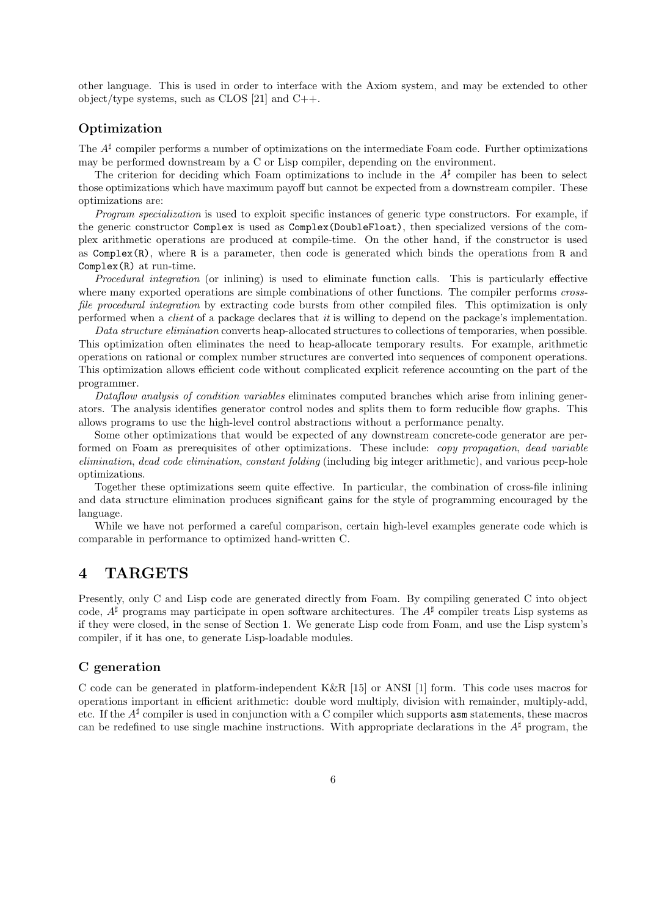other language. This is used in order to interface with the Axiom system, and may be extended to other object/type systems, such as CLOS [21] and C++.

### Optimization

The $A^\sharp$ compiler performs a number of optimizations on the intermediate Foam code. Further optimizations may be performed downstream by a C or Lisp compiler, depending on the environment.

The criterion for deciding which Foam optimizations to include in the $A^\sharp$ compiler has been to select those optimizations which have maximum payoff but cannot be expected from a downstream compiler. These optimizations are:

*Program specialization* is used to exploit specific instances of generic type constructors. For example, if the generic constructor `Complex` is used as `Complex(DoubleFloat)`, then specialized versions of the complex arithmetic operations are produced at compile-time. On the other hand, if the constructor is used as `Complex(R)`, where `R` is a parameter, then code is generated which binds the operations from `R` and `Complex(R)` at run-time.

*Procedural integration* (or inlining) is used to eliminate function calls. This is particularly effective where many exported operations are simple combinations of other functions. The compiler performs *cross-file procedural integration* by extracting code bursts from other compiled files. This optimization is only performed when a *client* of a package declares that *it* is willing to depend on the package's implementation.

*Data structure elimination* converts heap-allocated structures to collections of temporaries, when possible. This optimization often eliminates the need to heap-allocate temporary results. For example, arithmetic operations on rational or complex number structures are converted into sequences of component operations. This optimization allows efficient code without complicated explicit reference accounting on the part of the programmer.

*Dataflow analysis of condition variables* eliminates computed branches which arise from inlining generators. The analysis identifies generator control nodes and splits them to form reducible flow graphs. This allows programs to use the high-level control abstractions without a performance penalty.

Some other optimizations that would be expected of any downstream concrete-code generator are performed on Foam as prerequisites of other optimizations. These include: *copy propagation*, *dead variable elimination*, *dead code elimination*, *constant folding* (including big integer arithmetic), and various peep-hole optimizations.

Together these optimizations seem quite effective. In particular, the combination of cross-file inlining and data structure elimination produces significant gains for the style of programming encouraged by the language.

While we have not performed a careful comparison, certain high-level examples generate code which is comparable in performance to optimized hand-written C.

## 4 TARGETS

Presently, only C and Lisp code are generated directly from Foam. By compiling generated C into object code, $A^\sharp$ programs may participate in open software architectures. The $A^\sharp$ compiler treats Lisp systems as if they were closed, in the sense of Section 1. We generate Lisp code from Foam, and use the Lisp system's compiler, if it has one, to generate Lisp-loadable modules.

### C generation

C code can be generated in platform-independent K&R [15] or ANSI [1] form. This code uses macros for operations important in efficient arithmetic: double word multiply, division with remainder, multiply-add, etc. If the $A^\sharp$ compiler is used in conjunction with a C compiler which supports `asm` statements, these macros can be redefined to use single machine instructions. With appropriate declarations in the $A^\sharp$ program, the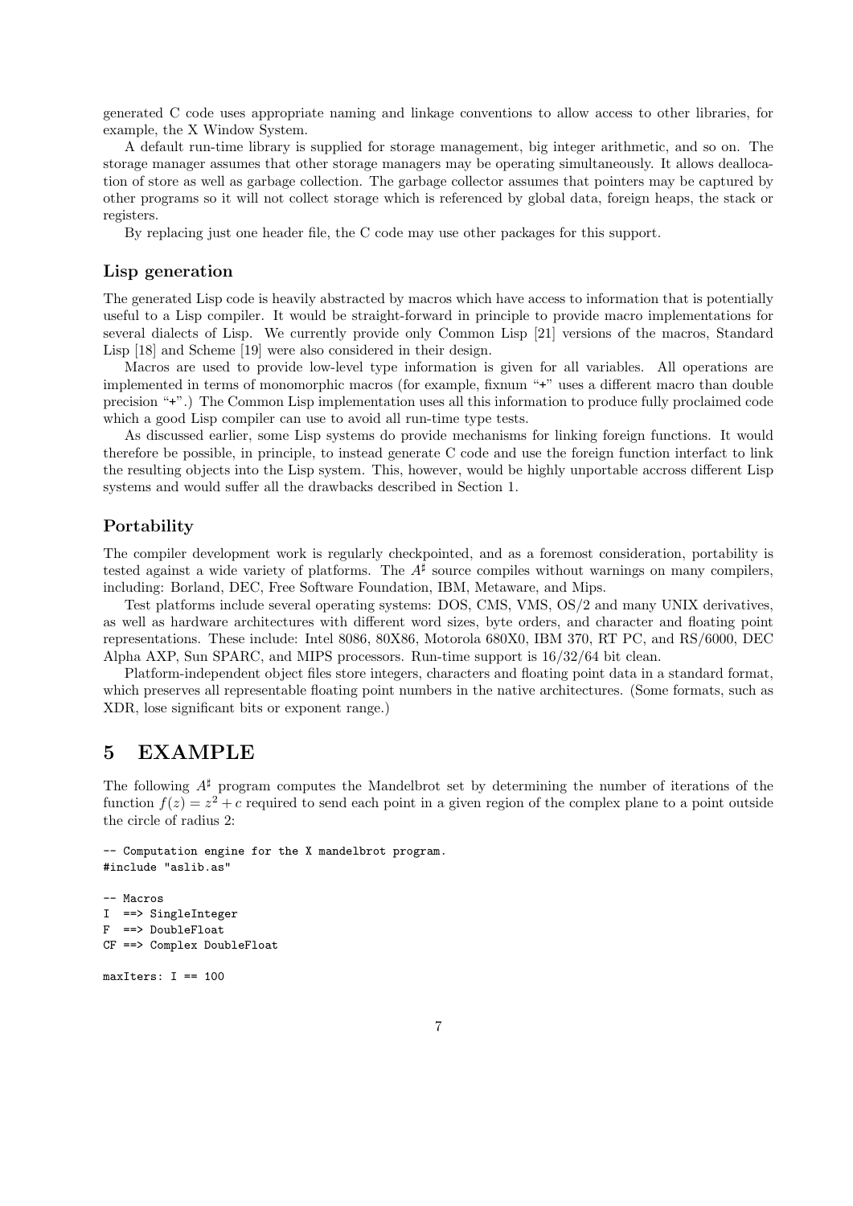generated C code uses appropriate naming and linkage conventions to allow access to other libraries, for example, the X Window System.

A default run-time library is supplied for storage management, big integer arithmetic, and so on. The storage manager assumes that other storage managers may be operating simultaneously. It allows deallocation of store as well as garbage collection. The garbage collector assumes that pointers may be captured by other programs so it will not collect storage which is referenced by global data, foreign heaps, the stack or registers.

By replacing just one header file, the C code may use other packages for this support.

### Lisp generation

The generated Lisp code is heavily abstracted by macros which have access to information that is potentially useful to a Lisp compiler. It would be straight-forward in principle to provide macro implementations for several dialects of Lisp. We currently provide only Common Lisp [21] versions of the macros, Standard Lisp [18] and Scheme [19] were also considered in their design.

Macros are used to provide low-level type information is given for all variables. All operations are implemented in terms of monomorphic macros (for example, fixnum "`+`" uses a different macro than double precision "`+`".) The Common Lisp implementation uses all this information to produce fully proclaimed code which a good Lisp compiler can use to avoid all run-time type tests.

As discussed earlier, some Lisp systems do provide mechanisms for linking foreign functions. It would therefore be possible, in principle, to instead generate C code and use the foreign function interfact to link the resulting objects into the Lisp system. This, however, would be highly unportable accross different Lisp systems and would suffer all the drawbacks described in Section 1.

### Portability

The compiler development work is regularly checkpointed, and as a foremost consideration, portability is tested against a wide variety of platforms. The $A^\sharp$ source compiles without warnings on many compilers, including: Borland, DEC, Free Software Foundation, IBM, Metaware, and Mips.

Test platforms include several operating systems: DOS, CMS, VMS, OS/2 and many UNIX derivatives, as well as hardware architectures with different word sizes, byte orders, and character and floating point representations. These include: Intel 8086, 80X86, Motorola 680X0, IBM 370, RT PC, and RS/6000, DEC Alpha AXP, Sun SPARC, and MIPS processors. Run-time support is 16/32/64 bit clean.

Platform-independent object files store integers, characters and floating point data in a standard format, which preserves all representable floating point numbers in the native architectures. (Some formats, such as XDR, lose significant bits or exponent range.)

## 5 EXAMPLE

The following $A^\sharp$ program computes the Mandelbrot set by determining the number of iterations of the function $f(z) = z^2 + c$ required to send each point in a given region of the complex plane to a point outside the circle of radius 2:

```
-- Computation engine for the X mandelbrot program.
#include "aslib.as"

-- Macros
I  ==> SingleInteger
F  ==> DoubleFloat
CF ==> Complex DoubleFloat

maxIters: I == 100
```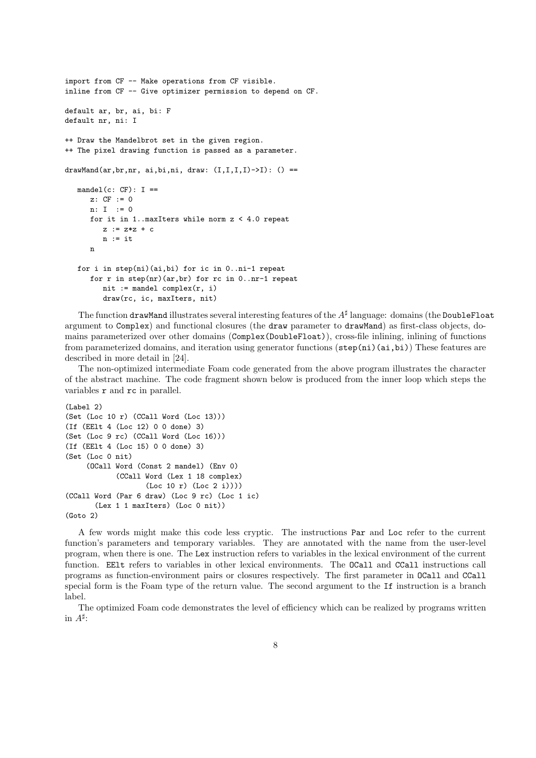```
import from CF -- Make operations from CF visible.
inline from CF -- Give optimizer permission to depend on CF.

default ar, br, ai, bi: F
default nr, ni: I

++ Draw the Mandelbrot set in the given region.
++ The pixel drawing function is passed as a parameter.

drawMand(ar,br,nr, ai,bi,ni, draw: (I,I,I,I)->I): () ==

   mandel(c: CF): I ==
      z: CF := 0
      n: I  := 0
      for it in 1..maxIters while norm z < 4.0 repeat
         z := z*z + c
         n := it
      n

   for i in step(ni)(ai,bi) for ic in 0..ni-1 repeat
      for r in step(nr)(ar,br) for rc in 0..nr-1 repeat
         nit := mandel complex(r, i)
         draw(rc, ic, maxIters, nit)
```

The function `drawMand` illustrates several interesting features of the $A^\sharp$ language: domains (the `DoubleFloat` argument to `Complex`) and functional closures (the `draw` parameter to `drawMand`) as first-class objects, domains parameterized over other domains (`Complex(DoubleFloat)`), cross-file inlining, inlining of functions from parameterized domains, and iteration using generator functions (`step(ni)(ai,bi)`) These features are described in more detail in [24].

The non-optimized intermediate Foam code generated from the above program illustrates the character of the abstract machine. The code fragment shown below is produced from the inner loop which steps the variables `r` and `rc` in parallel.

```
(Label 2)
(Set (Loc 10 r) (CCall Word (Loc 13)))
(If (EElt 4 (Loc 12) 0 0 done) 3)
(Set (Loc 9 rc) (CCall Word (Loc 16)))
(If (EElt 4 (Loc 15) 0 0 done) 3)
(Set (Loc 0 nit)
     (OCall Word (Const 2 mandel) (Env 0)
            (CCall Word (Lex 1 18 complex)
                   (Loc 10 r) (Loc 2 i))))
(CCall Word (Par 6 draw) (Loc 9 rc) (Loc 1 ic)
       (Lex 1 1 maxIters) (Loc 0 nit))
(Goto 2)
```

A few words might make this code less cryptic. The instructions `Par` and `Loc` refer to the current function's parameters and temporary variables. They are annotated with the name from the user-level program, when there is one. The `Lex` instruction refers to variables in the lexical environment of the current function. `EElt` refers to variables in other lexical environments. The `OCall` and `CCall` instructions call programs as function-environment pairs or closures respectively. The first parameter in `OCall` and `CCall` special form is the Foam type of the return value. The second argument to the `If` instruction is a branch label.

The optimized Foam code demonstrates the level of efficiency which can be realized by programs written in $A^\sharp$: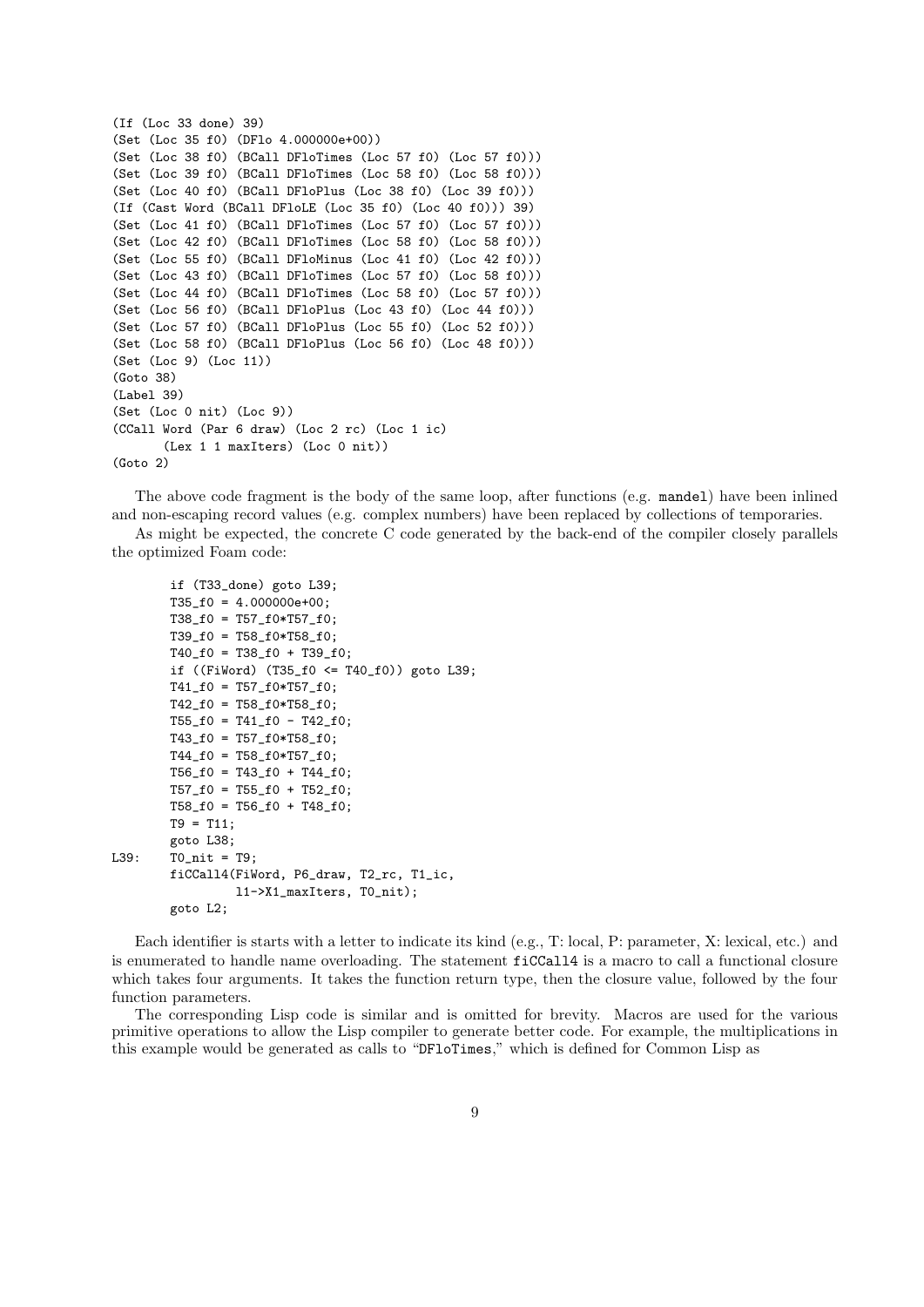```
(If (Loc 33 done) 39)
(Set (Loc 35 f0) (DFlo 4.000000e+00))
(Set (Loc 38 f0) (BCall DFloTimes (Loc 57 f0) (Loc 57 f0)))
(Set (Loc 39 f0) (BCall DFloTimes (Loc 58 f0) (Loc 58 f0)))
(Set (Loc 40 f0) (BCall DFloPlus (Loc 38 f0) (Loc 39 f0)))
(If (Cast Word (BCall DFloLE (Loc 35 f0) (Loc 40 f0))) 39)
(Set (Loc 41 f0) (BCall DFloTimes (Loc 57 f0) (Loc 57 f0)))
(Set (Loc 42 f0) (BCall DFloTimes (Loc 58 f0) (Loc 58 f0)))
(Set (Loc 55 f0) (BCall DFloMinus (Loc 41 f0) (Loc 42 f0)))
(Set (Loc 43 f0) (BCall DFloTimes (Loc 57 f0) (Loc 58 f0)))
(Set (Loc 44 f0) (BCall DFloTimes (Loc 58 f0) (Loc 57 f0)))
(Set (Loc 56 f0) (BCall DFloPlus (Loc 43 f0) (Loc 44 f0)))
(Set (Loc 57 f0) (BCall DFloPlus (Loc 55 f0) (Loc 52 f0)))
(Set (Loc 58 f0) (BCall DFloPlus (Loc 56 f0) (Loc 48 f0)))
(Set (Loc 9) (Loc 11))
(Goto 38)
(Label 39)
(Set (Loc 0 nit) (Loc 9))
(CCall Word (Par 6 draw) (Loc 2 rc) (Loc 1 ic)
       (Lex 1 1 maxIters) (Loc 0 nit))
(Goto 2)
```

The above code fragment is the body of the same loop, after functions (e.g. `mandel`) have been inlined and non-escaping record values (e.g. complex numbers) have been replaced by collections of temporaries.

As might be expected, the concrete C code generated by the back-end of the compiler closely parallels the optimized Foam code:

```
        if (T33_done) goto L39;
        T35_f0 = 4.000000e+00;
        T38_f0 = T57_f0*T57_f0;
        T39_f0 = T58_f0*T58_f0;
        T40_f0 = T38_f0 + T39_f0;
        if ((FiWord) (T35_f0 <= T40_f0)) goto L39;
        T41_f0 = T57_f0*T57_f0;
        T42_f0 = T58_f0*T58_f0;
        T55_f0 = T41_f0 - T42_f0;
        T43_f0 = T57_f0*T58_f0;
        T44_f0 = T58_f0*T57_f0;
        T56_f0 = T43_f0 + T44_f0;
        T57_f0 = T55_f0 + T52_f0;
        T58_f0 = T56_f0 + T48_f0;
        T9 = T11;
        goto L38;
L39:    T0_nit = T9;
        fiCCall4(FiWord, P6_draw, T2_rc, T1_ic,
                 l1->X1_maxIters, T0_nit);
        goto L2;
```

Each identifier is starts with a letter to indicate its kind (e.g., T: local, P: parameter, X: lexical, etc.) and is enumerated to handle name overloading. The statement `fiCCall4` is a macro to call a functional closure which takes four arguments. It takes the function return type, then the closure value, followed by the four function parameters.

The corresponding Lisp code is similar and is omitted for brevity. Macros are used for the various primitive operations to allow the Lisp compiler to generate better code. For example, the multiplications in this example would be generated as calls to "`DFloTimes`," which is defined for Common Lisp as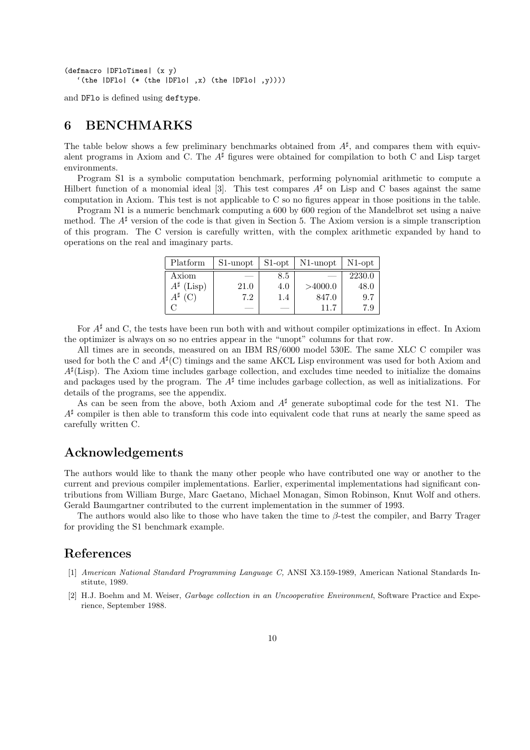```
(defmacro |DFloTimes| (x y)
   `(the |DFlo| (* (the |DFlo| ,x) (the |DFlo| ,y))))
```

and DFlo is defined using deftype.

# 6 BENCHMARKS

The table below shows a few preliminary benchmarks obtained from $A^\sharp$, and compares them with equivalent programs in Axiom and C. The $A^\sharp$ figures were obtained for compilation to both C and Lisp target environments.

Program S1 is a symbolic computation benchmark, performing polynomial arithmetic to compute a Hilbert function of a monomial ideal [3]. This test compares $A^\sharp$ on Lisp and C bases against the same computation in Axiom. This test is not applicable to C so no figures appear in those positions in the table.

Program N1 is a numeric benchmark computing a 600 by 600 region of the Mandelbrot set using a naive method. The $A^\sharp$ version of the code is that given in Section 5. The Axiom version is a simple transcription of this program. The C version is carefully written, with the complex arithmetic expanded by hand to operations on the real and imaginary parts.

| Platform | S1-unopt | S1-opt | N1-unopt | N1-opt |
|---|---|---|---|---|
| Axiom | — | 8.5 | — | 2230.0 |
| $A^\sharp$ (Lisp) | 21.0 | 4.0 | >4000.0 | 48.0 |
| $A^\sharp$ (C) | 7.2 | 1.4 | 847.0 | 9.7 |
| C | — | — | 11.7 | 7.9 |

For $A^\sharp$ and C, the tests have been run both with and without compiler optimizations in effect. In Axiom the optimizer is always on so no entries appear in the "unopt" columns for that row.

All times are in seconds, measured on an IBM RS/6000 model 530E. The same XLC C compiler was used for both the C and $A^\sharp$(C) timings and the same AKCL Lisp environment was used for both Axiom and $A^\sharp$(Lisp). The Axiom time includes garbage collection, and excludes time needed to initialize the domains and packages used by the program. The $A^\sharp$ time includes garbage collection, as well as initializations. For details of the programs, see the appendix.

As can be seen from the above, both Axiom and $A^\sharp$ generate suboptimal code for the test N1. The $A^\sharp$ compiler is then able to transform this code into equivalent code that runs at nearly the same speed as carefully written C.

## Acknowledgements

The authors would like to thank the many other people who have contributed one way or another to the current and previous compiler implementations. Earlier, experimental implementations had significant contributions from William Burge, Marc Gaetano, Michael Monagan, Simon Robinson, Knut Wolf and others. Gerald Baumgartner contributed to the current implementation in the summer of 1993.

The authors would also like to those who have taken the time to $\beta$-test the compiler, and Barry Trager for providing the S1 benchmark example.

## References

[1] *American National Standard Programming Language C,* ANSI X3.159-1989, American National Standards Institute, 1989.

[2] H.J. Boehm and M. Weiser, *Garbage collection in an Uncooperative Environment*, Software Practice and Experience, September 1988.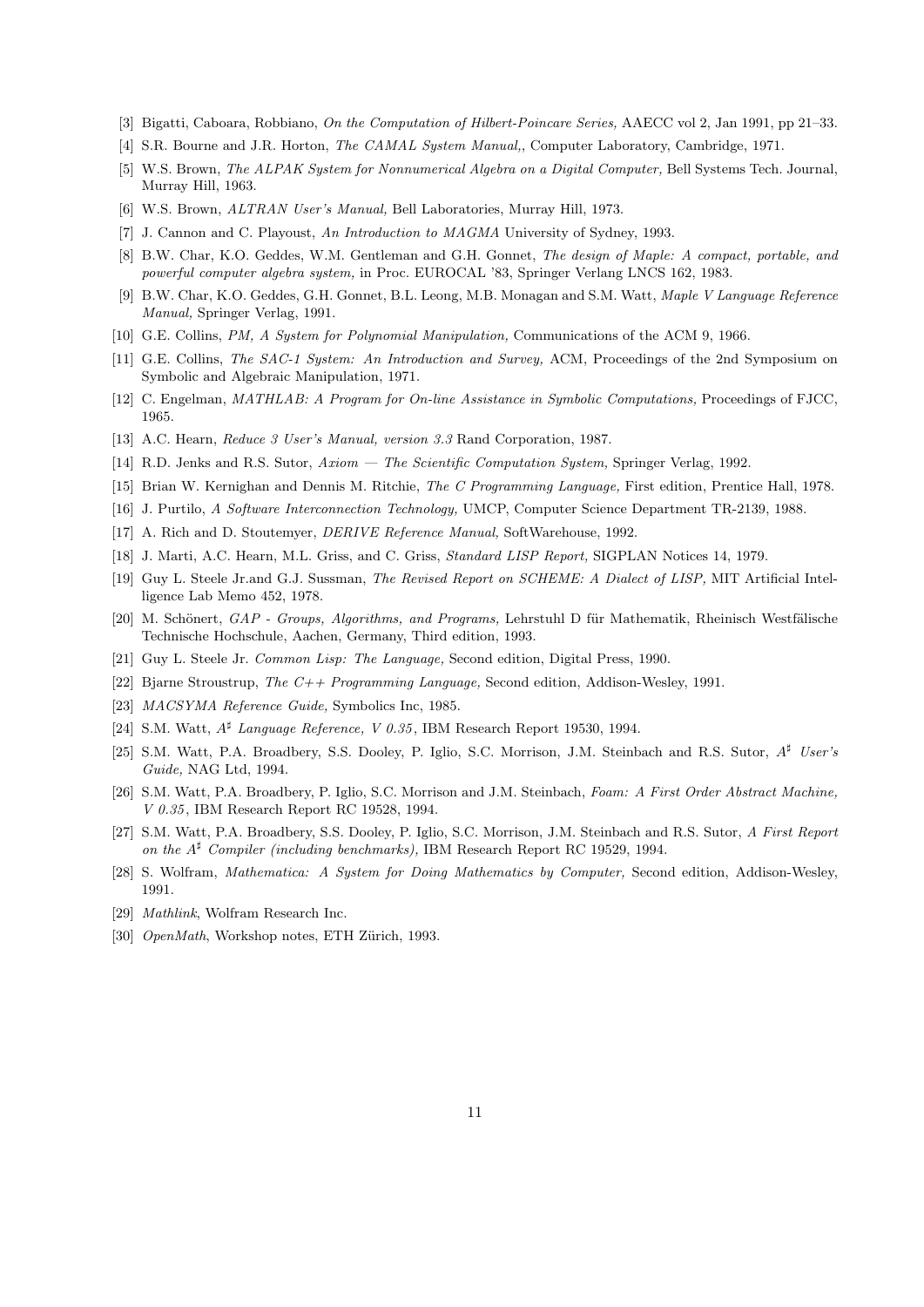[3] Bigatti, Caboara, Robbiano, *On the Computation of Hilbert-Poincare Series,* AAECC vol 2, Jan 1991, pp 21–33.

[4] S.R. Bourne and J.R. Horton, *The CAMAL System Manual,*, Computer Laboratory, Cambridge, 1971.

[5] W.S. Brown, *The ALPAK System for Nonnumerical Algebra on a Digital Computer,* Bell Systems Tech. Journal, Murray Hill, 1963.

[6] W.S. Brown, *ALTRAN User's Manual,* Bell Laboratories, Murray Hill, 1973.

[7] J. Cannon and C. Playoust, *An Introduction to MAGMA* University of Sydney, 1993.

[8] B.W. Char, K.O. Geddes, W.M. Gentleman and G.H. Gonnet, *The design of Maple: A compact, portable, and powerful computer algebra system,* in Proc. EUROCAL '83, Springer Verlang LNCS 162, 1983.

[9] B.W. Char, K.O. Geddes, G.H. Gonnet, B.L. Leong, M.B. Monagan and S.M. Watt, *Maple V Language Reference Manual,* Springer Verlag, 1991.

[10] G.E. Collins, *PM, A System for Polynomial Manipulation,* Communications of the ACM 9, 1966.

[11] G.E. Collins, *The SAC-1 System: An Introduction and Survey,* ACM, Proceedings of the 2nd Symposium on Symbolic and Algebraic Manipulation, 1971.

[12] C. Engelman, *MATHLAB: A Program for On-line Assistance in Symbolic Computations,* Proceedings of FJCC, 1965.

[13] A.C. Hearn, *Reduce 3 User's Manual, version 3.3* Rand Corporation, 1987.

[14] R.D. Jenks and R.S. Sutor, *Axiom — The Scientific Computation System,* Springer Verlag, 1992.

[15] Brian W. Kernighan and Dennis M. Ritchie, *The C Programming Language,* First edition, Prentice Hall, 1978.

[16] J. Purtilo, *A Software Interconnection Technology,* UMCP, Computer Science Department TR-2139, 1988.

[17] A. Rich and D. Stoutemyer, *DERIVE Reference Manual,* SoftWarehouse, 1992.

[18] J. Marti, A.C. Hearn, M.L. Griss, and C. Griss, *Standard LISP Report,* SIGPLAN Notices 14, 1979.

[19] Guy L. Steele Jr.and G.J. Sussman, *The Revised Report on SCHEME: A Dialect of LISP,* MIT Artificial Intelligence Lab Memo 452, 1978.

[20] M. Schönert, *GAP - Groups, Algorithms, and Programs,* Lehrstuhl D für Mathematik, Rheinisch Westfälische Technische Hochschule, Aachen, Germany, Third edition, 1993.

[21] Guy L. Steele Jr. *Common Lisp: The Language,* Second edition, Digital Press, 1990.

[22] Bjarne Stroustrup, *The C++ Programming Language,* Second edition, Addison-Wesley, 1991.

[23] *MACSYMA Reference Guide,* Symbolics Inc, 1985.

[24] S.M. Watt, *$A^\sharp$ Language Reference, V 0.35*, IBM Research Report 19530, 1994.

[25] S.M. Watt, P.A. Broadbery, S.S. Dooley, P. Iglio, S.C. Morrison, J.M. Steinbach and R.S. Sutor, *$A^\sharp$ User's Guide,* NAG Ltd, 1994.

[26] S.M. Watt, P.A. Broadbery, P. Iglio, S.C. Morrison and J.M. Steinbach, *Foam: A First Order Abstract Machine, V 0.35*, IBM Research Report RC 19528, 1994.

[27] S.M. Watt, P.A. Broadbery, S.S. Dooley, P. Iglio, S.C. Morrison, J.M. Steinbach and R.S. Sutor, *A First Report on the $A^\sharp$ Compiler (including benchmarks),* IBM Research Report RC 19529, 1994.

[28] S. Wolfram, *Mathematica: A System for Doing Mathematics by Computer,* Second edition, Addison-Wesley, 1991.

[29] *Mathlink*, Wolfram Research Inc.

[30] *OpenMath*, Workshop notes, ETH Zürich, 1993.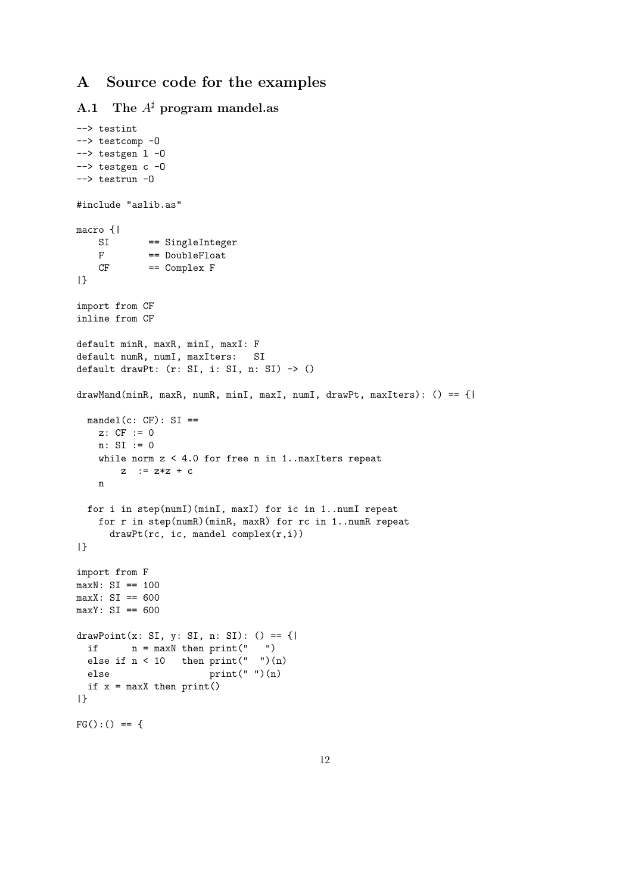# A Source code for the examples

## A.1 The $A^\sharp$ program mandel.as

```
--> testint
--> testcomp -O
--> testgen l -O
--> testgen c -O
--> testrun -O

#include "aslib.as"

macro {|
    SI       == SingleInteger
    F        == DoubleFloat
    CF       == Complex F
|}

import from CF
inline from CF

default minR, maxR, minI, maxI: F
default numR, numI, maxIters:   SI
default drawPt: (r: SI, i: SI, n: SI) -> ()

drawMand(minR, maxR, numR, minI, maxI, numI, drawPt, maxIters): () == {|

  mandel(c: CF): SI ==
    z: CF := 0
    n: SI := 0
    while norm z < 4.0 for free n in 1..maxIters repeat
        z  := z*z + c
    n

  for i in step(numI)(minI, maxI) for ic in 1..numI repeat
    for r in step(numR)(minR, maxR) for rc in 1..numR repeat
      drawPt(rc, ic, mandel complex(r,i))
|}

import from F
maxN: SI == 100
maxX: SI == 600
maxY: SI == 600

drawPoint(x: SI, y: SI, n: SI): () == {|
  if      n = maxN then print("   ")
  else if n < 10   then print("  ")(n)
  else                  print(" ")(n)
  if x = maxX then print()
|}

FG():() == {
```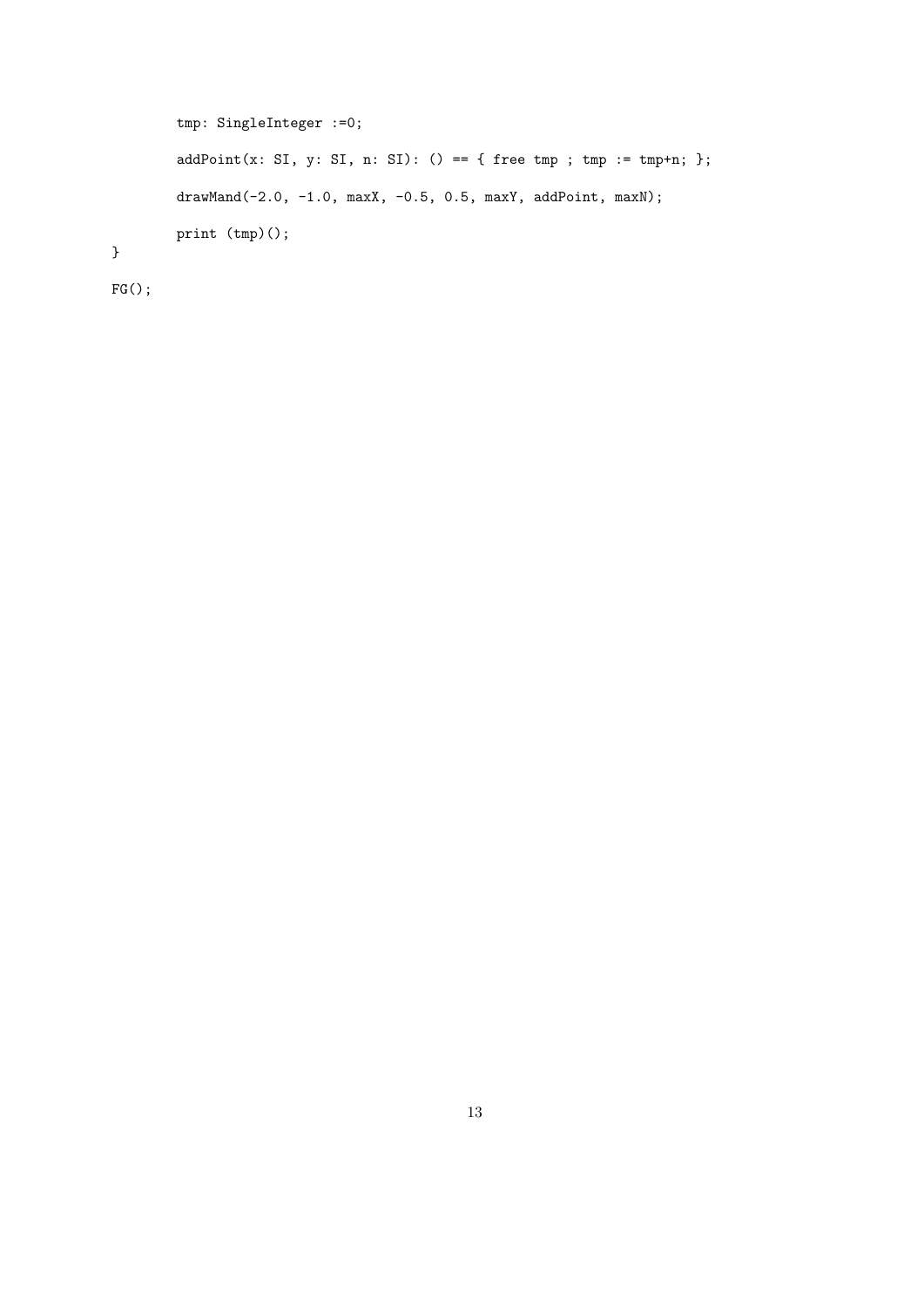```
        tmp: SingleInteger :=0;

        addPoint(x: SI, y: SI, n: SI): () == { free tmp ; tmp := tmp+n; };

        drawMand(-2.0, -1.0, maxX, -0.5, 0.5, maxY, addPoint, maxN);

        print (tmp)();
}

FG();
```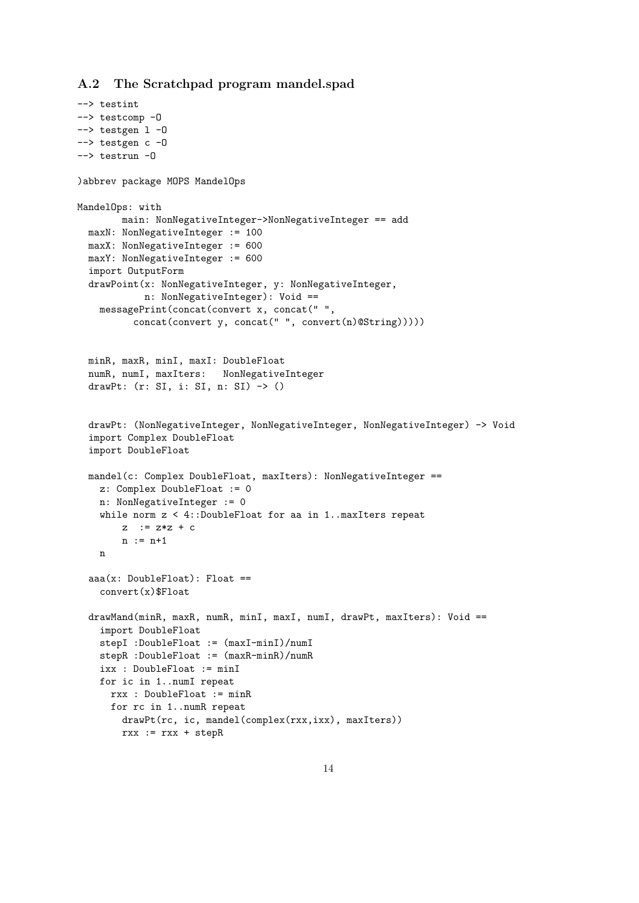### A.2 The Scratchpad program mandel.spad

```
--> testint
--> testcomp -O
--> testgen l -O
--> testgen c -O
--> testrun -O

)abbrev package MOPS MandelOps

MandelOps: with
        main: NonNegativeInteger->NonNegativeInteger == add
  maxN: NonNegativeInteger := 100
  maxX: NonNegativeInteger := 600
  maxY: NonNegativeInteger := 600
  import OutputForm
  drawPoint(x: NonNegativeInteger, y: NonNegativeInteger,
            n: NonNegativeInteger): Void ==
    messagePrint(concat(convert x, concat(" ",
          concat(convert y, concat(" ", convert(n)@String)))))


  minR, maxR, minI, maxI: DoubleFloat
  numR, numI, maxIters:   NonNegativeInteger
  drawPt: (r: SI, i: SI, n: SI) -> ()


  drawPt: (NonNegativeInteger, NonNegativeInteger, NonNegativeInteger) -> Void
  import Complex DoubleFloat
  import DoubleFloat

  mandel(c: Complex DoubleFloat, maxIters): NonNegativeInteger ==
    z: Complex DoubleFloat := 0
    n: NonNegativeInteger := 0
    while norm z < 4::DoubleFloat for aa in 1..maxIters repeat
        z  := z*z + c
        n := n+1
    n

  aaa(x: DoubleFloat): Float ==
    convert(x)$Float

  drawMand(minR, maxR, numR, minI, maxI, numI, drawPt, maxIters): Void ==
    import DoubleFloat
    stepI :DoubleFloat := (maxI-minI)/numI
    stepR :DoubleFloat := (maxR-minR)/numR
    ixx : DoubleFloat := minI
    for ic in 1..numI repeat
      rxx : DoubleFloat := minR
      for rc in 1..numR repeat
        drawPt(rc, ic, mandel(complex(rxx,ixx), maxIters))
        rxx := rxx + stepR
```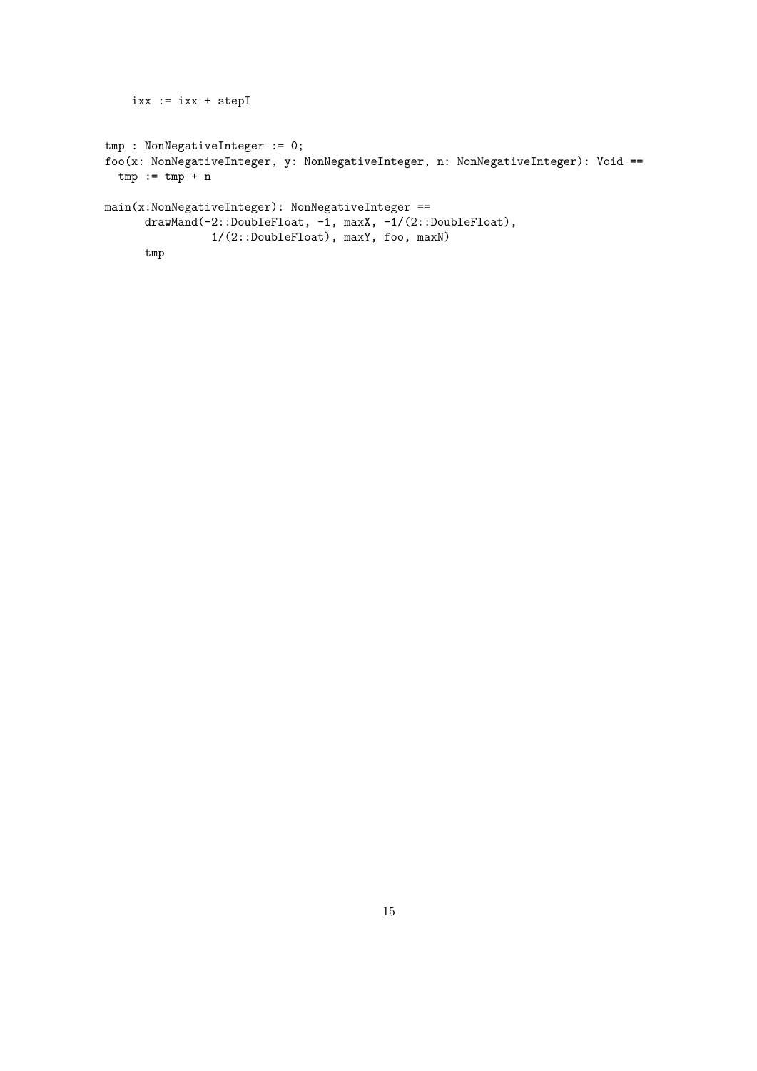```
    ixx := ixx + stepI


tmp : NonNegativeInteger := 0;
foo(x: NonNegativeInteger, y: NonNegativeInteger, n: NonNegativeInteger): Void ==
  tmp := tmp + n

main(x:NonNegativeInteger): NonNegativeInteger ==
      drawMand(-2::DoubleFloat, -1, maxX, -1/(2::DoubleFloat),
                1/(2::DoubleFloat), maxY, foo, maxN)
      tmp
```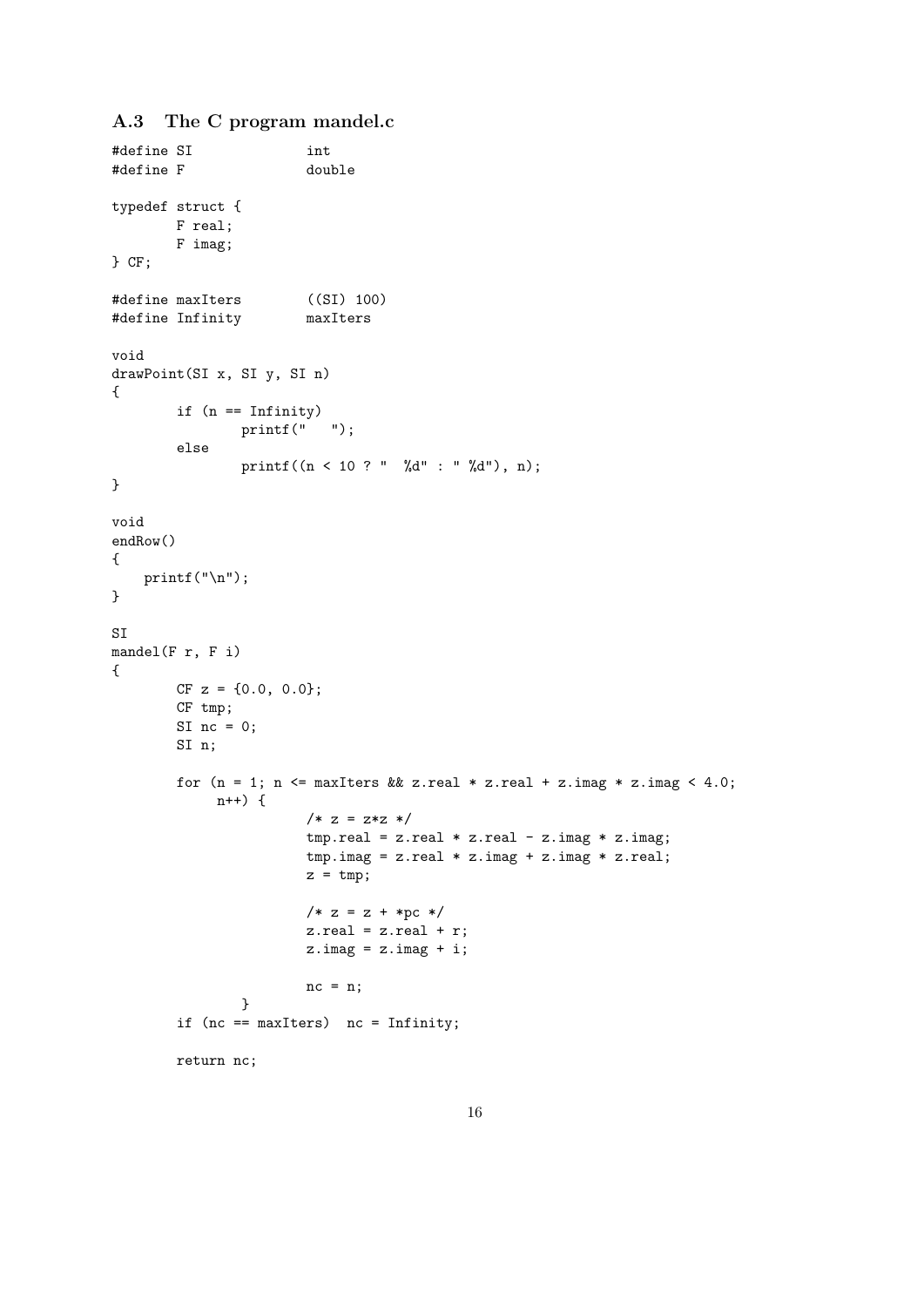### A.3 The C program mandel.c

```
#define SI              int
#define F               double

typedef struct {
        F real;
        F imag;
} CF;

#define maxIters        ((SI) 100)
#define Infinity        maxIters

void
drawPoint(SI x, SI y, SI n)
{
        if (n == Infinity)
                printf("   ");
        else
                printf((n < 10 ? "  %d" : " %d"), n);
}

void
endRow()
{
    printf("\n");
}

SI
mandel(F r, F i)
{
        CF z = {0.0, 0.0};
        CF tmp;
        SI nc = 0;
        SI n;

        for (n = 1; n <= maxIters && z.real * z.real + z.imag * z.imag < 4.0;
             n++) {
                        /* z = z*z */
                        tmp.real = z.real * z.real - z.imag * z.imag;
                        tmp.imag = z.real * z.imag + z.imag * z.real;
                        z = tmp;

                        /* z = z + *pc */
                        z.real = z.real + r;
                        z.imag = z.imag + i;

                        nc = n;
                }
        if (nc == maxIters)  nc = Infinity;

        return nc;
```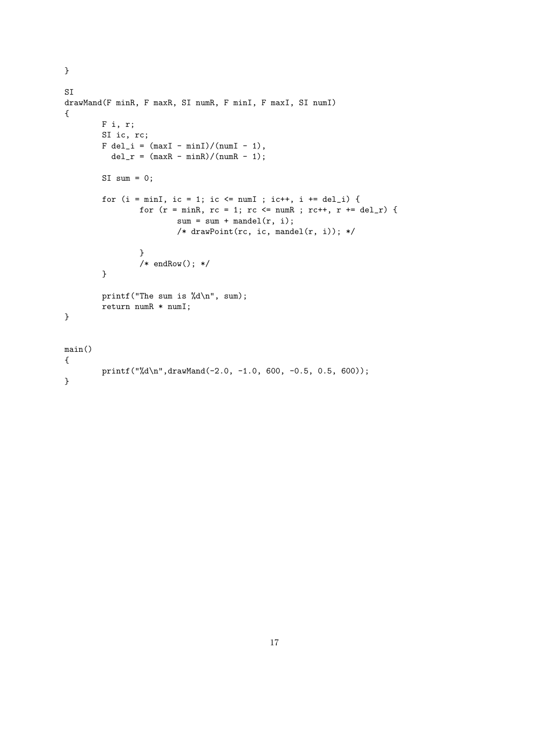```
}

SI
drawMand(F minR, F maxR, SI numR, F minI, F maxI, SI numI)
{
        F i, r;
        SI ic, rc;
        F del_i = (maxI - minI)/(numI - 1),
          del_r = (maxR - minR)/(numR - 1);

        SI sum = 0;

        for (i = minI, ic = 1; ic <= numI ; ic++, i += del_i) {
                for (r = minR, rc = 1; rc <= numR ; rc++, r += del_r) {
                        sum = sum + mandel(r, i);
                        /* drawPoint(rc, ic, mandel(r, i)); */

                }
                /* endRow(); */
        }

        printf("The sum is %d\n", sum);
        return numR * numI;
}


main()
{
        printf("%d\n",drawMand(-2.0, -1.0, 600, -0.5, 0.5, 600));
}
```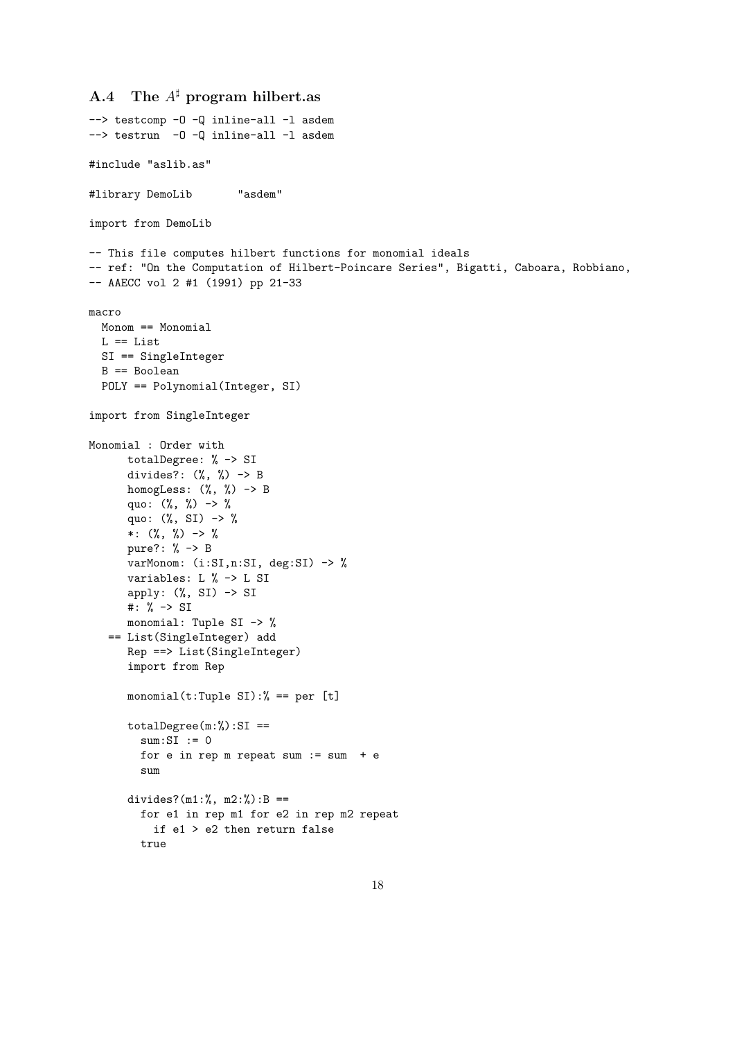## A.4 The $A^\sharp$ program hilbert.as

```
--> testcomp -O -Q inline-all -l asdem
--> testrun  -O -Q inline-all -l asdem

#include "aslib.as"

#library DemoLib       "asdem"

import from DemoLib

-- This file computes hilbert functions for monomial ideals
-- ref: "On the Computation of Hilbert-Poincare Series", Bigatti, Caboara, Robbiano,
-- AAECC vol 2 #1 (1991) pp 21-33

macro
  Monom == Monomial
  L == List
  SI == SingleInteger
  B == Boolean
  POLY == Polynomial(Integer, SI)

import from SingleInteger

Monomial : Order with
      totalDegree: % -> SI
      divides?: (%, %) -> B
      homogLess: (%, %) -> B
      quo: (%, %) -> %
      quo: (%, SI) -> %
      *: (%, %) -> %
      pure?: % -> B
      varMonom: (i:SI,n:SI, deg:SI) -> %
      variables: L % -> L SI
      apply: (%, SI) -> SI
      #: % -> SI
      monomial: Tuple SI -> %
   == List(SingleInteger) add
      Rep ==> List(SingleInteger)
      import from Rep

      monomial(t:Tuple SI):% == per [t]

      totalDegree(m:%):SI ==
        sum:SI := 0
        for e in rep m repeat sum := sum  + e
        sum

      divides?(m1:%, m2:%):B ==
        for e1 in rep m1 for e2 in rep m2 repeat
          if e1 > e2 then return false
        true
```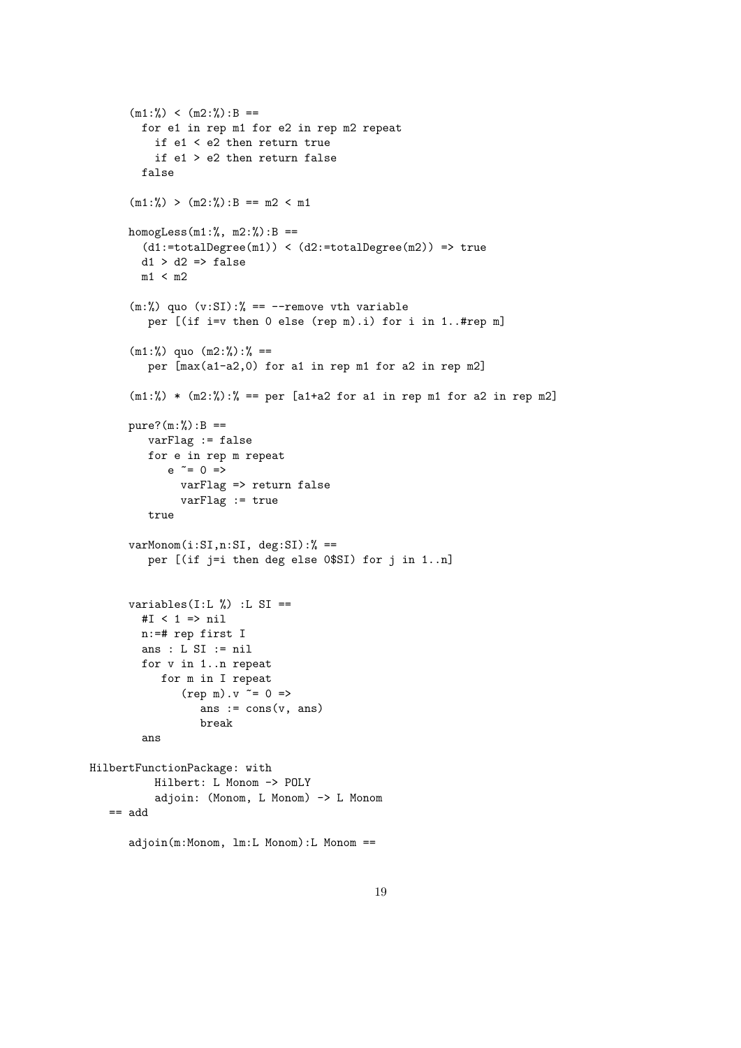```
      (m1:%) < (m2:%):B ==
        for e1 in rep m1 for e2 in rep m2 repeat
          if e1 < e2 then return true
          if e1 > e2 then return false
        false

      (m1:%) > (m2:%):B == m2 < m1

      homogLess(m1:%, m2:%):B ==
        (d1:=totalDegree(m1)) < (d2:=totalDegree(m2)) => true
        d1 > d2 => false
        m1 < m2

      (m:%) quo (v:SI):% == --remove vth variable
         per [(if i=v then 0 else (rep m).i) for i in 1..#rep m]

      (m1:%) quo (m2:%):% ==
         per [max(a1-a2,0) for a1 in rep m1 for a2 in rep m2]

      (m1:%) * (m2:%):% == per [a1+a2 for a1 in rep m1 for a2 in rep m2]

      pure?(m:%):B ==
         varFlag := false
         for e in rep m repeat
            e ~= 0 =>
              varFlag => return false
              varFlag := true
         true

      varMonom(i:SI,n:SI, deg:SI):% ==
         per [(if j=i then deg else 0$SI) for j in 1..n]


      variables(I:L %) :L SI ==
        #I < 1 => nil
        n:=# rep first I
        ans : L SI := nil
        for v in 1..n repeat
           for m in I repeat
              (rep m).v ~= 0 =>
                 ans := cons(v, ans)
                 break
        ans

HilbertFunctionPackage: with
         Hilbert: L Monom -> POLY
         adjoin: (Monom, L Monom) -> L Monom
   == add

      adjoin(m:Monom, lm:L Monom):L Monom ==
```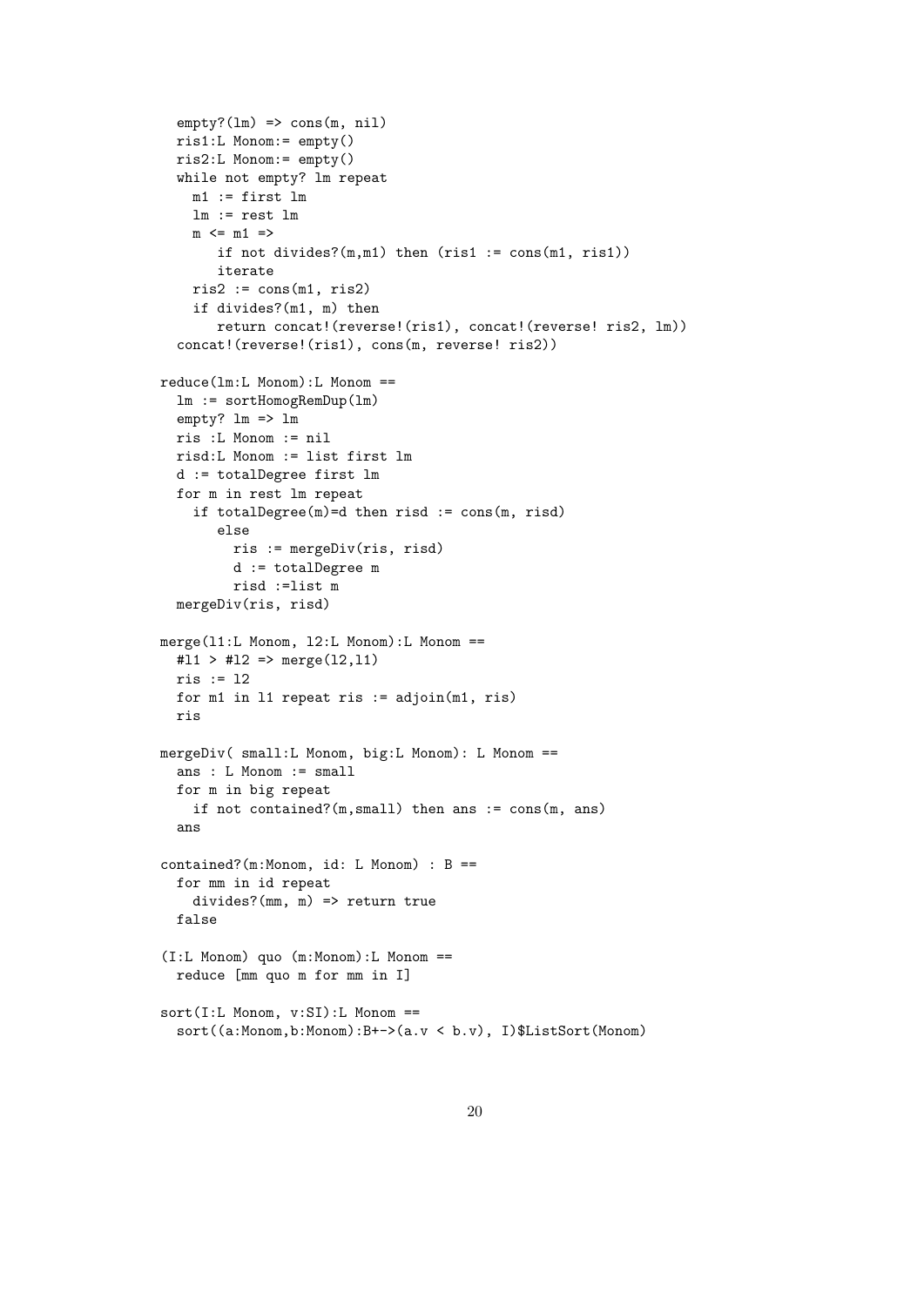```
  empty?(lm) => cons(m, nil)
  ris1:L Monom:= empty()
  ris2:L Monom:= empty()
  while not empty? lm repeat
    m1 := first lm
    lm := rest lm
    m <= m1 =>
       if not divides?(m,m1) then (ris1 := cons(m1, ris1))
       iterate
    ris2 := cons(m1, ris2)
    if divides?(m1, m) then
       return concat!(reverse!(ris1), concat!(reverse! ris2, lm))
  concat!(reverse!(ris1), cons(m, reverse! ris2))

reduce(lm:L Monom):L Monom ==
  lm := sortHomogRemDup(lm)
  empty? lm => lm
  ris :L Monom := nil
  risd:L Monom := list first lm
  d := totalDegree first lm
  for m in rest lm repeat
    if totalDegree(m)=d then risd := cons(m, risd)
       else
         ris := mergeDiv(ris, risd)
         d := totalDegree m
         risd :=list m
  mergeDiv(ris, risd)

merge(l1:L Monom, l2:L Monom):L Monom ==
  #l1 > #l2 => merge(l2,l1)
  ris := l2
  for m1 in l1 repeat ris := adjoin(m1, ris)
  ris

mergeDiv( small:L Monom, big:L Monom): L Monom ==
  ans : L Monom := small
  for m in big repeat
    if not contained?(m,small) then ans := cons(m, ans)
  ans

contained?(m:Monom, id: L Monom) : B ==
  for mm in id repeat
    divides?(mm, m) => return true
  false

(I:L Monom) quo (m:Monom):L Monom ==
  reduce [mm quo m for mm in I]

sort(I:L Monom, v:SI):L Monom ==
  sort((a:Monom,b:Monom):B+->(a.v < b.v), I)$ListSort(Monom)
```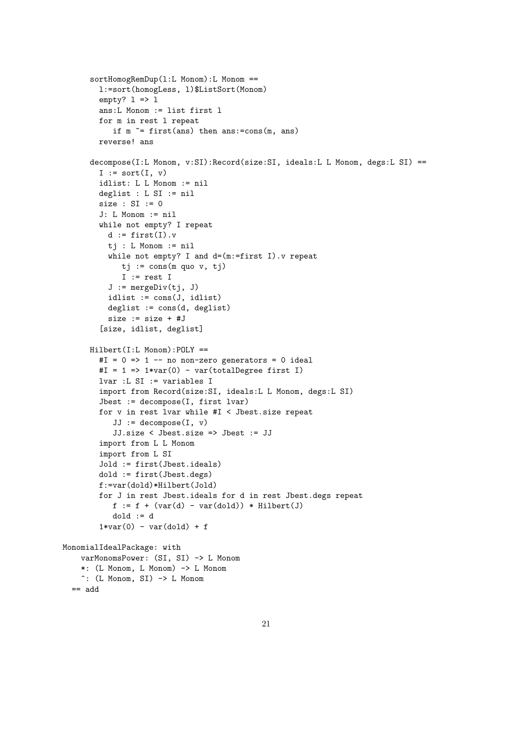```
      sortHomogRemDup(l:L Monom):L Monom ==
        l:=sort(homogLess, l)$ListSort(Monom)
        empty? l => l
        ans:L Monom := list first l
        for m in rest l repeat
           if m ~= first(ans) then ans:=cons(m, ans)
        reverse! ans

      decompose(I:L Monom, v:SI):Record(size:SI, ideals:L L Monom, degs:L SI) ==
        I := sort(I, v)
        idlist: L L Monom := nil
        deglist : L SI := nil
        size : SI := 0
        J: L Monom := nil
        while not empty? I repeat
          d := first(I).v
          tj : L Monom := nil
          while not empty? I and d=(m:=first I).v repeat
             tj := cons(m quo v, tj)
             I := rest I
          J := mergeDiv(tj, J)
          idlist := cons(J, idlist)
          deglist := cons(d, deglist)
          size := size + #J
        [size, idlist, deglist]

      Hilbert(I:L Monom):POLY ==
        #I = 0 => 1 -- no non-zero generators = 0 ideal
        #I = 1 => 1*var(0) - var(totalDegree first I)
        lvar :L SI := variables I
        import from Record(size:SI, ideals:L L Monom, degs:L SI)
        Jbest := decompose(I, first lvar)
        for v in rest lvar while #I < Jbest.size repeat
           JJ := decompose(I, v)
           JJ.size < Jbest.size => Jbest := JJ
        import from L L Monom
        import from L SI
        Jold := first(Jbest.ideals)
        dold := first(Jbest.degs)
        f:=var(dold)*Hilbert(Jold)
        for J in rest Jbest.ideals for d in rest Jbest.degs repeat
           f := f + (var(d) - var(dold)) * Hilbert(J)
           dold := d
        1*var(0) - var(dold) + f

MonomialIdealPackage: with
    varMonomsPower: (SI, SI) -> L Monom
    *: (L Monom, L Monom) -> L Monom
    ^: (L Monom, SI) -> L Monom
  == add
```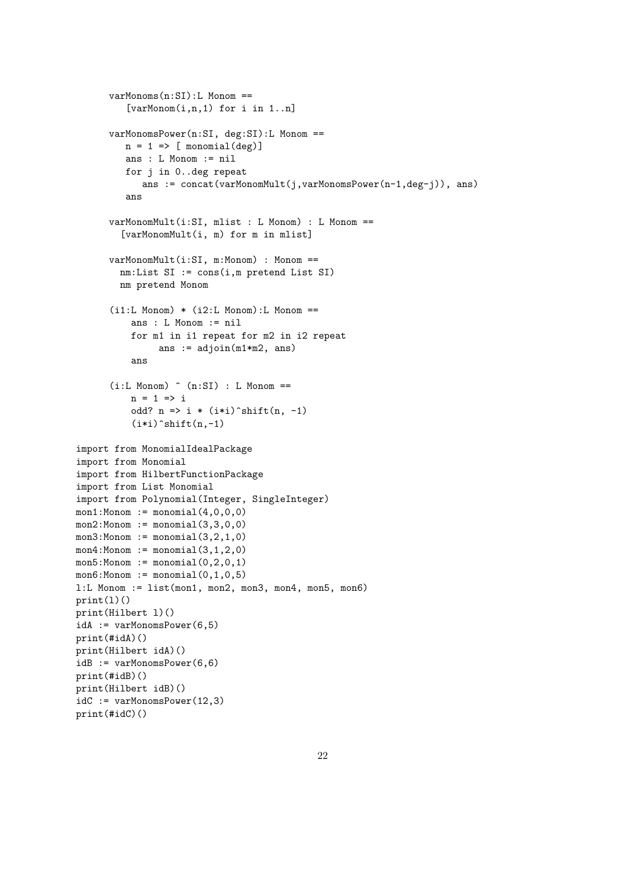```
      varMonoms(n:SI):L Monom ==
         [varMonom(i,n,1) for i in 1..n]

      varMonomsPower(n:SI, deg:SI):L Monom ==
         n = 1 => [ monomial(deg)]
         ans : L Monom := nil
         for j in 0..deg repeat
            ans := concat(varMonomMult(j,varMonomsPower(n-1,deg-j)), ans)
         ans

      varMonomMult(i:SI, mlist : L Monom) : L Monom ==
        [varMonomMult(i, m) for m in mlist]

      varMonomMult(i:SI, m:Monom) : Monom ==
        nm:List SI := cons(i,m pretend List SI)
        nm pretend Monom

      (i1:L Monom) * (i2:L Monom):L Monom ==
          ans : L Monom := nil
          for m1 in i1 repeat for m2 in i2 repeat
                ans := adjoin(m1*m2, ans)
          ans

      (i:L Monom) ^ (n:SI) : L Monom ==
          n = 1 => i
          odd? n => i * (i*i)^shift(n, -1)
          (i*i)^shift(n,-1)

import from MonomialIdealPackage
import from Monomial
import from HilbertFunctionPackage
import from List Monomial
import from Polynomial(Integer, SingleInteger)
mon1:Monom := monomial(4,0,0,0)
mon2:Monom := monomial(3,3,0,0)
mon3:Monom := monomial(3,2,1,0)
mon4:Monom := monomial(3,1,2,0)
mon5:Monom := monomial(0,2,0,1)
mon6:Monom := monomial(0,1,0,5)
l:L Monom := list(mon1, mon2, mon3, mon4, mon5, mon6)
print(l)()
print(Hilbert l)()
idA := varMonomsPower(6,5)
print(#idA)()
print(Hilbert idA)()
idB := varMonomsPower(6,6)
print(#idB)()
print(Hilbert idB)()
idC := varMonomsPower(12,3)
print(#idC)()
```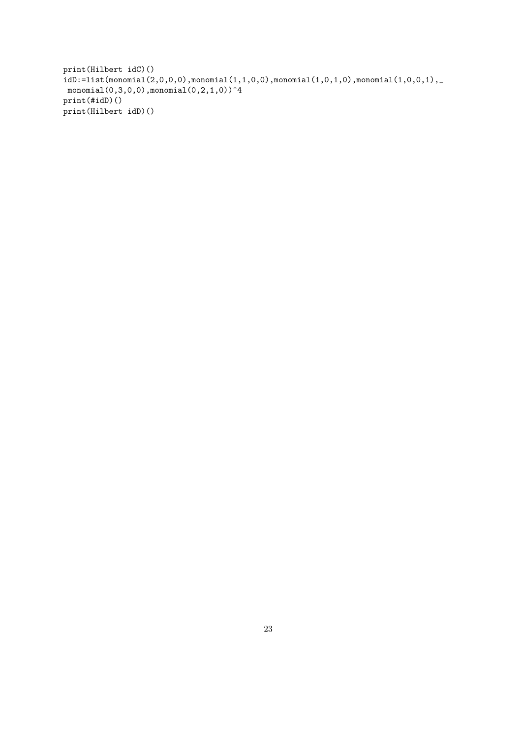```
print(Hilbert idC)()
idD:=list(monomial(2,0,0,0),monomial(1,1,0,0),monomial(1,0,1,0),monomial(1,0,0,1),_
 monomial(0,3,0,0),monomial(0,2,1,0))^4
print(#idD)()
print(Hilbert idD)()
```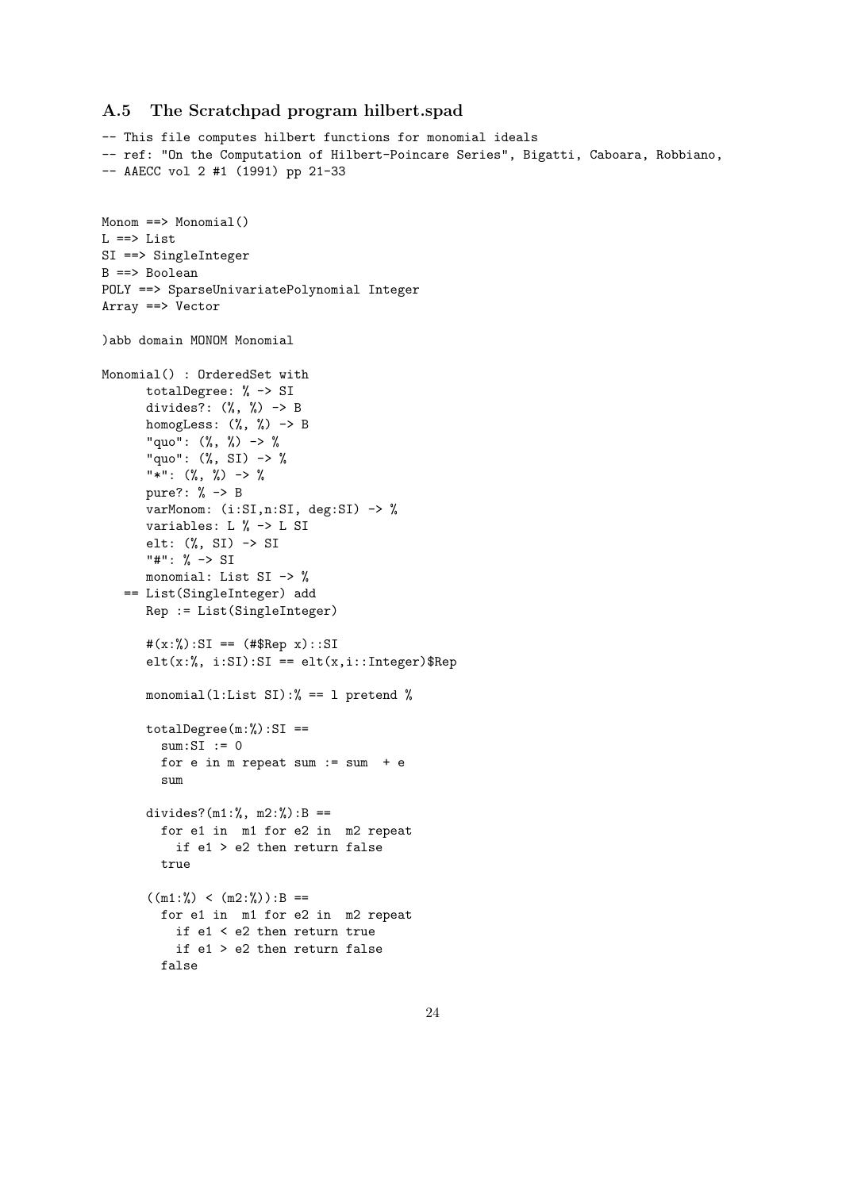### A.5 The Scratchpad program hilbert.spad

```
-- This file computes hilbert functions for monomial ideals
-- ref: "On the Computation of Hilbert-Poincare Series", Bigatti, Caboara, Robbiano,
-- AAECC vol 2 #1 (1991) pp 21-33


Monom ==> Monomial()
L ==> List
SI ==> SingleInteger
B ==> Boolean
POLY ==> SparseUnivariatePolynomial Integer
Array ==> Vector

)abb domain MONOM Monomial

Monomial() : OrderedSet with
      totalDegree: % -> SI
      divides?: (%, %) -> B
      homogLess: (%, %) -> B
      "quo": (%, %) -> %
      "quo": (%, SI) -> %
      "*": (%, %) -> %
      pure?: % -> B
      varMonom: (i:SI,n:SI, deg:SI) -> %
      variables: L % -> L SI
      elt: (%, SI) -> SI
      "#": % -> SI
      monomial: List SI -> %
   == List(SingleInteger) add
      Rep := List(SingleInteger)

      #(x:%):SI == (#$Rep x)::SI
      elt(x:%, i:SI):SI == elt(x,i::Integer)$Rep

      monomial(l:List SI):% == l pretend %

      totalDegree(m:%):SI ==
        sum:SI := 0
        for e in m repeat sum := sum  + e
        sum

      divides?(m1:%, m2:%):B ==
        for e1 in  m1 for e2 in  m2 repeat
          if e1 > e2 then return false
        true

      ((m1:%) < (m2:%)):B ==
        for e1 in  m1 for e2 in  m2 repeat
          if e1 < e2 then return true
          if e1 > e2 then return false
        false
```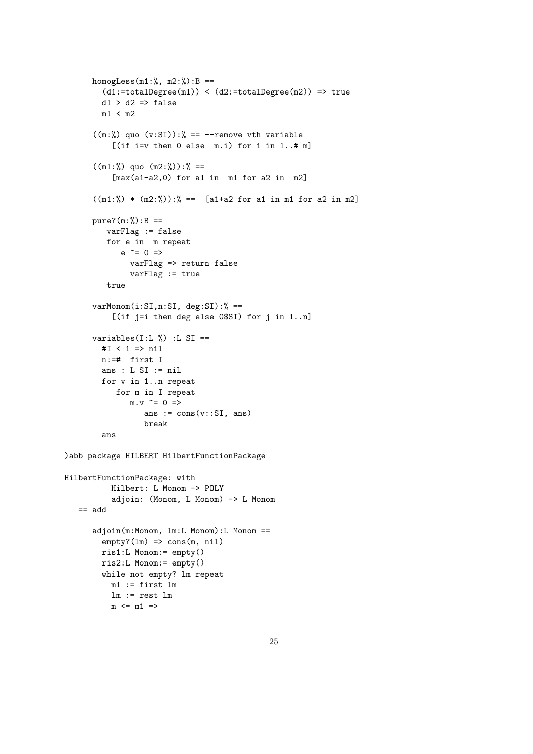```
      homogLess(m1:%, m2:%):B ==
        (d1:=totalDegree(m1)) < (d2:=totalDegree(m2)) => true
        d1 > d2 => false
        m1 < m2

      ((m:%) quo (v:SI)):% == --remove vth variable
          [(if i=v then 0 else  m.i) for i in 1..# m]

      ((m1:%) quo (m2:%)):% ==
          [max(a1-a2,0) for a1 in  m1 for a2 in  m2]

      ((m1:%) * (m2:%)):% ==  [a1+a2 for a1 in m1 for a2 in m2]

      pure?(m:%):B ==
         varFlag := false
         for e in  m repeat
            e ~= 0 =>
              varFlag => return false
              varFlag := true
         true

      varMonom(i:SI,n:SI, deg:SI):% ==
          [(if j=i then deg else 0$SI) for j in 1..n]

      variables(I:L %) :L SI ==
        #I < 1 => nil
        n:=# first I
        ans : L SI := nil
        for v in 1..n repeat
           for m in I repeat
              m.v ~= 0 =>
                 ans := cons(v::SI, ans)
                 break
        ans

)abb package HILBERT HilbertFunctionPackage

HilbertFunctionPackage: with
         Hilbert: L Monom -> POLY
         adjoin: (Monom, L Monom) -> L Monom
   == add

      adjoin(m:Monom, lm:L Monom):L Monom ==
        empty?(lm) => cons(m, nil)
        ris1:L Monom:= empty()
        ris2:L Monom:= empty()
        while not empty? lm repeat
          m1 := first lm
          lm := rest lm
          m <= m1 =>
```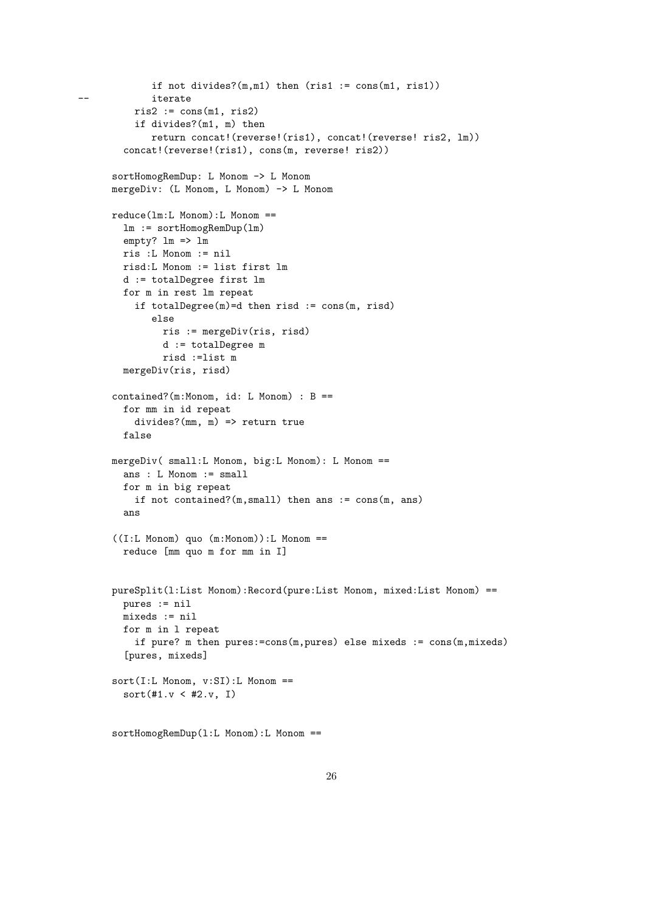```
            if not divides?(m,m1) then (ris1 := cons(m1, ris1))
--          iterate
         ris2 := cons(m1, ris2)
         if divides?(m1, m) then
            return concat!(reverse!(ris1), concat!(reverse! ris2, lm))
      concat!(reverse!(ris1), cons(m, reverse! ris2))

    sortHomogRemDup: L Monom -> L Monom
    mergeDiv: (L Monom, L Monom) -> L Monom

    reduce(lm:L Monom):L Monom ==
      lm := sortHomogRemDup(lm)
      empty? lm => lm
      ris :L Monom := nil
      risd:L Monom := list first lm
      d := totalDegree first lm
      for m in rest lm repeat
        if totalDegree(m)=d then risd := cons(m, risd)
           else
             ris := mergeDiv(ris, risd)
             d := totalDegree m
             risd :=list m
      mergeDiv(ris, risd)

    contained?(m:Monom, id: L Monom) : B ==
      for mm in id repeat
        divides?(mm, m) => return true
      false

    mergeDiv( small:L Monom, big:L Monom): L Monom ==
      ans : L Monom := small
      for m in big repeat
        if not contained?(m,small) then ans := cons(m, ans)
      ans

    ((I:L Monom) quo (m:Monom)):L Monom ==
      reduce [mm quo m for mm in I]


    pureSplit(l:List Monom):Record(pure:List Monom, mixed:List Monom) ==
      pures := nil
      mixeds := nil
      for m in l repeat
        if pure? m then pures:=cons(m,pures) else mixeds := cons(m,mixeds)
      [pures, mixeds]

    sort(I:L Monom, v:SI):L Monom ==
      sort(#1.v < #2.v, I)


    sortHomogRemDup(l:L Monom):L Monom ==
```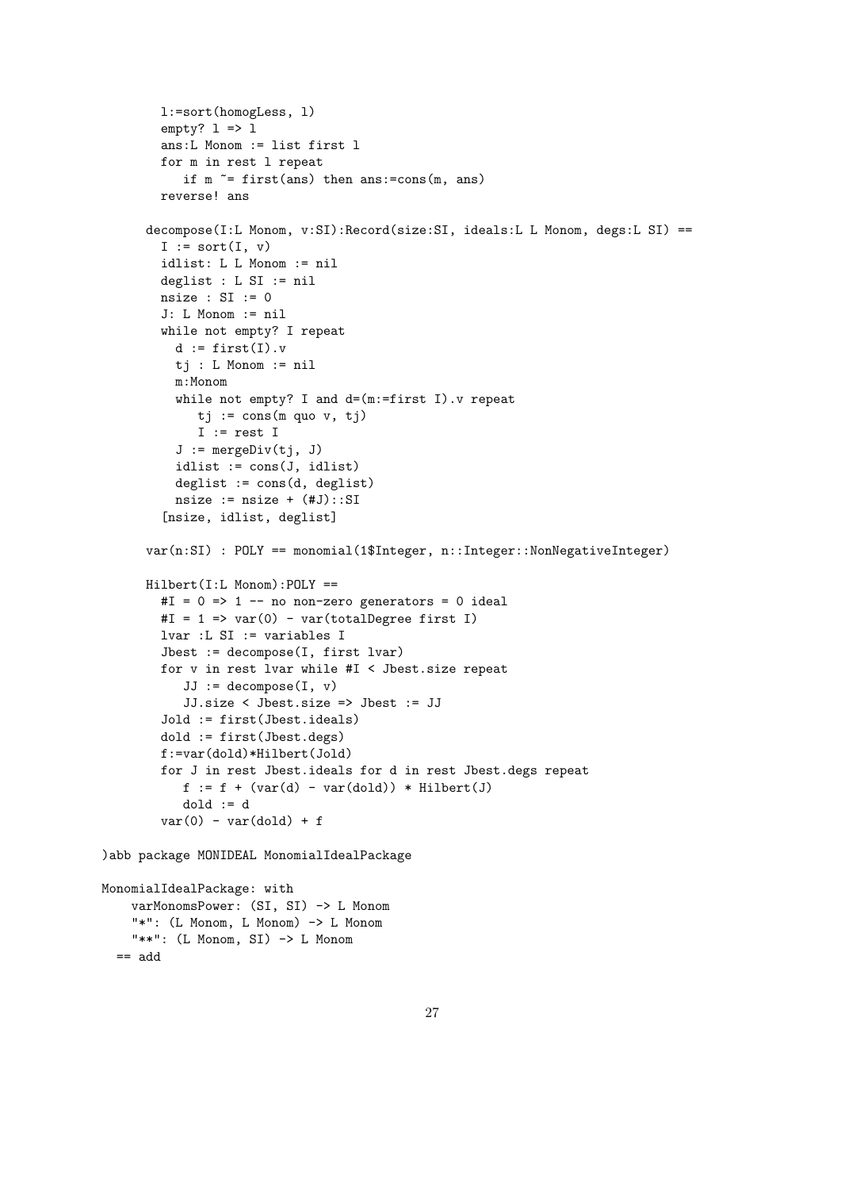```
        l:=sort(homogLess, l)
        empty? l => l
        ans:L Monom := list first l
        for m in rest l repeat
           if m ~= first(ans) then ans:=cons(m, ans)
        reverse! ans

      decompose(I:L Monom, v:SI):Record(size:SI, ideals:L L Monom, degs:L SI) ==
        I := sort(I, v)
        idlist: L L Monom := nil
        deglist : L SI := nil
        nsize : SI := 0
        J: L Monom := nil
        while not empty? I repeat
          d := first(I).v
          tj : L Monom := nil
          m:Monom
          while not empty? I and d=(m:=first I).v repeat
             tj := cons(m quo v, tj)
             I := rest I
          J := mergeDiv(tj, J)
          idlist := cons(J, idlist)
          deglist := cons(d, deglist)
          nsize := nsize + (#J)::SI
        [nsize, idlist, deglist]

      var(n:SI) : POLY == monomial(1$Integer, n::Integer::NonNegativeInteger)

      Hilbert(I:L Monom):POLY ==
        #I = 0 => 1 -- no non-zero generators = 0 ideal
        #I = 1 => var(0) - var(totalDegree first I)
        lvar :L SI := variables I
        Jbest := decompose(I, first lvar)
        for v in rest lvar while #I < Jbest.size repeat
           JJ := decompose(I, v)
           JJ.size < Jbest.size => Jbest := JJ
        Jold := first(Jbest.ideals)
        dold := first(Jbest.degs)
        f:=var(dold)*Hilbert(Jold)
        for J in rest Jbest.ideals for d in rest Jbest.degs repeat
           f := f + (var(d) - var(dold)) * Hilbert(J)
           dold := d
        var(0) - var(dold) + f

)abb package MONIDEAL MonomialIdealPackage

MonomialIdealPackage: with
    varMonomsPower: (SI, SI) -> L Monom
    "*": (L Monom, L Monom) -> L Monom
    "**": (L Monom, SI) -> L Monom
  == add
```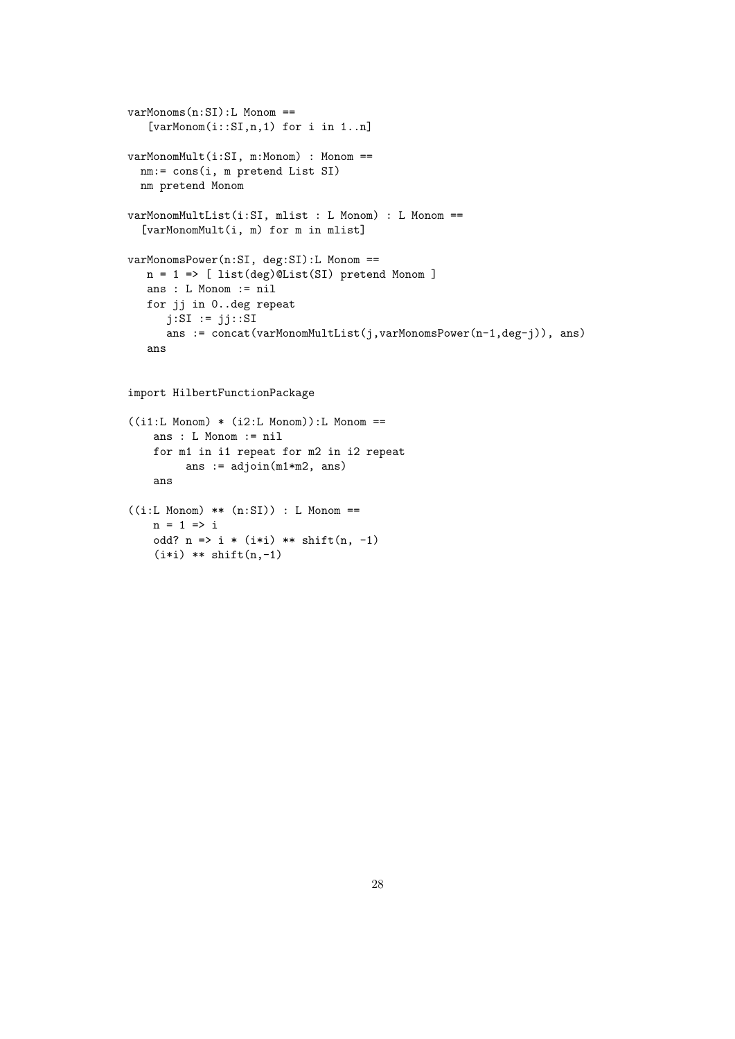```
varMonoms(n:SI):L Monom ==
   [varMonom(i::SI,n,1) for i in 1..n]

varMonomMult(i:SI, m:Monom) : Monom ==
  nm:= cons(i, m pretend List SI)
  nm pretend Monom

varMonomMultList(i:SI, mlist : L Monom) : L Monom ==
  [varMonomMult(i, m) for m in mlist]

varMonomsPower(n:SI, deg:SI):L Monom ==
   n = 1 => [ list(deg)@List(SI) pretend Monom ]
   ans : L Monom := nil
   for jj in 0..deg repeat
      j:SI := jj::SI
      ans := concat(varMonomMultList(j,varMonomsPower(n-1,deg-j)), ans)
   ans


import HilbertFunctionPackage

((i1:L Monom) * (i2:L Monom)):L Monom ==
    ans : L Monom := nil
    for m1 in i1 repeat for m2 in i2 repeat
         ans := adjoin(m1*m2, ans)
    ans

((i:L Monom) ** (n:SI)) : L Monom ==
    n = 1 => i
    odd? n => i * (i*i) ** shift(n, -1)
    (i*i) ** shift(n,-1)
```